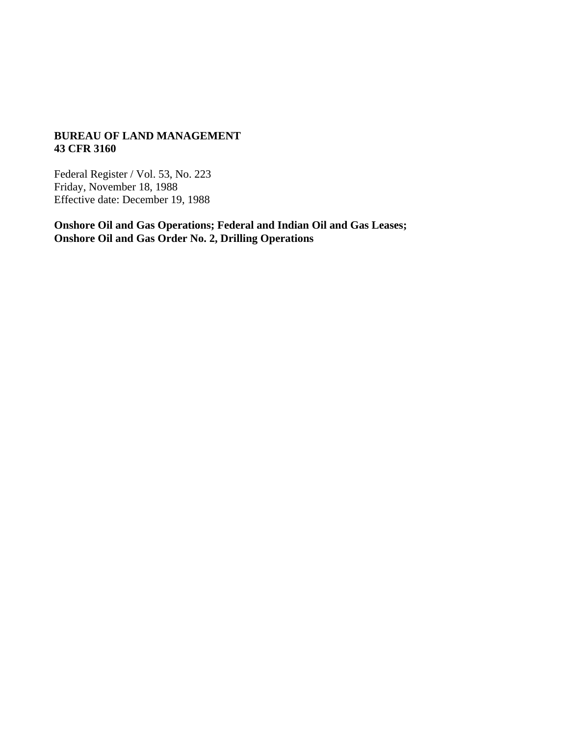**BUREAU OF LAND MANAGEMENT**
**43 CFR 3160**

Federal Register / Vol. 53, No. 223
Friday, November 18, 1988
Effective date: December 19, 1988

**Onshore Oil and Gas Operations; Federal and Indian Oil and Gas Leases; Onshore Oil and Gas Order No. 2, Drilling Operations**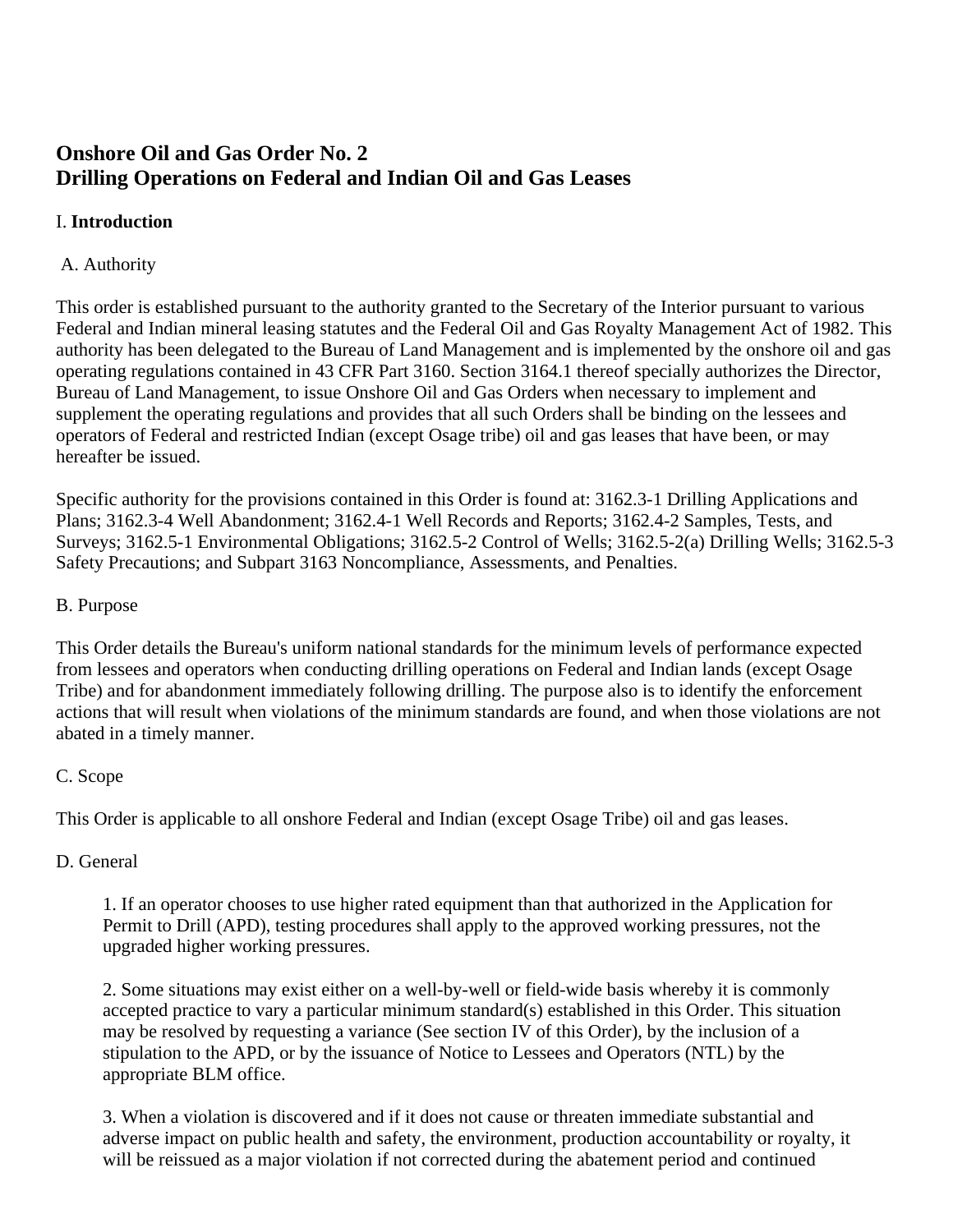# Onshore Oil and Gas Order No. 2
# Drilling Operations on Federal and Indian Oil and Gas Leases

## I. **Introduction**

### A. Authority

This order is established pursuant to the authority granted to the Secretary of the Interior pursuant to various Federal and Indian mineral leasing statutes and the Federal Oil and Gas Royalty Management Act of 1982. This authority has been delegated to the Bureau of Land Management and is implemented by the onshore oil and gas operating regulations contained in 43 CFR Part 3160. Section 3164.1 thereof specially authorizes the Director, Bureau of Land Management, to issue Onshore Oil and Gas Orders when necessary to implement and supplement the operating regulations and provides that all such Orders shall be binding on the lessees and operators of Federal and restricted Indian (except Osage tribe) oil and gas leases that have been, or may hereafter be issued.

Specific authority for the provisions contained in this Order is found at: 3162.3-1 Drilling Applications and Plans; 3162.3-4 Well Abandonment; 3162.4-1 Well Records and Reports; 3162.4-2 Samples, Tests, and Surveys; 3162.5-1 Environmental Obligations; 3162.5-2 Control of Wells; 3162.5-2(a) Drilling Wells; 3162.5-3 Safety Precautions; and Subpart 3163 Noncompliance, Assessments, and Penalties.

### B. Purpose

This Order details the Bureau's uniform national standards for the minimum levels of performance expected from lessees and operators when conducting drilling operations on Federal and Indian lands (except Osage Tribe) and for abandonment immediately following drilling. The purpose also is to identify the enforcement actions that will result when violations of the minimum standards are found, and when those violations are not abated in a timely manner.

### C. Scope

This Order is applicable to all onshore Federal and Indian (except Osage Tribe) oil and gas leases.

### D. General

1. If an operator chooses to use higher rated equipment than that authorized in the Application for Permit to Drill (APD), testing procedures shall apply to the approved working pressures, not the upgraded higher working pressures.

2. Some situations may exist either on a well-by-well or field-wide basis whereby it is commonly accepted practice to vary a particular minimum standard(s) established in this Order. This situation may be resolved by requesting a variance (See section IV of this Order), by the inclusion of a stipulation to the APD, or by the issuance of Notice to Lessees and Operators (NTL) by the appropriate BLM office.

3. When a violation is discovered and if it does not cause or threaten immediate substantial and adverse impact on public health and safety, the environment, production accountability or royalty, it will be reissued as a major violation if not corrected during the abatement period and continued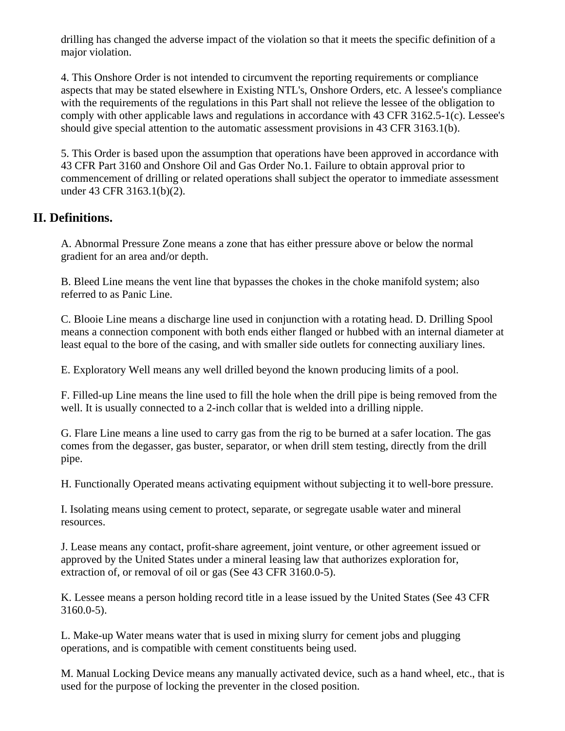drilling has changed the adverse impact of the violation so that it meets the specific definition of a major violation.

4. This Onshore Order is not intended to circumvent the reporting requirements or compliance aspects that may be stated elsewhere in Existing NTL's, Onshore Orders, etc. A lessee's compliance with the requirements of the regulations in this Part shall not relieve the lessee of the obligation to comply with other applicable laws and regulations in accordance with 43 CFR 3162.5-1(c). Lessee's should give special attention to the automatic assessment provisions in 43 CFR 3163.1(b).

5. This Order is based upon the assumption that operations have been approved in accordance with 43 CFR Part 3160 and Onshore Oil and Gas Order No.1. Failure to obtain approval prior to commencement of drilling or related operations shall subject the operator to immediate assessment under 43 CFR 3163.1(b)(2).

## II. Definitions.

A. Abnormal Pressure Zone means a zone that has either pressure above or below the normal gradient for an area and/or depth.

B. Bleed Line means the vent line that bypasses the chokes in the choke manifold system; also referred to as Panic Line.

C. Blooie Line means a discharge line used in conjunction with a rotating head. D. Drilling Spool means a connection component with both ends either flanged or hubbed with an internal diameter at least equal to the bore of the casing, and with smaller side outlets for connecting auxiliary lines.

E. Exploratory Well means any well drilled beyond the known producing limits of a pool.

F. Filled-up Line means the line used to fill the hole when the drill pipe is being removed from the well. It is usually connected to a 2-inch collar that is welded into a drilling nipple.

G. Flare Line means a line used to carry gas from the rig to be burned at a safer location. The gas comes from the degasser, gas buster, separator, or when drill stem testing, directly from the drill pipe.

H. Functionally Operated means activating equipment without subjecting it to well-bore pressure.

I. Isolating means using cement to protect, separate, or segregate usable water and mineral resources.

J. Lease means any contact, profit-share agreement, joint venture, or other agreement issued or approved by the United States under a mineral leasing law that authorizes exploration for, extraction of, or removal of oil or gas (See 43 CFR 3160.0-5).

K. Lessee means a person holding record title in a lease issued by the United States (See 43 CFR 3160.0-5).

L. Make-up Water means water that is used in mixing slurry for cement jobs and plugging operations, and is compatible with cement constituents being used.

M. Manual Locking Device means any manually activated device, such as a hand wheel, etc., that is used for the purpose of locking the preventer in the closed position.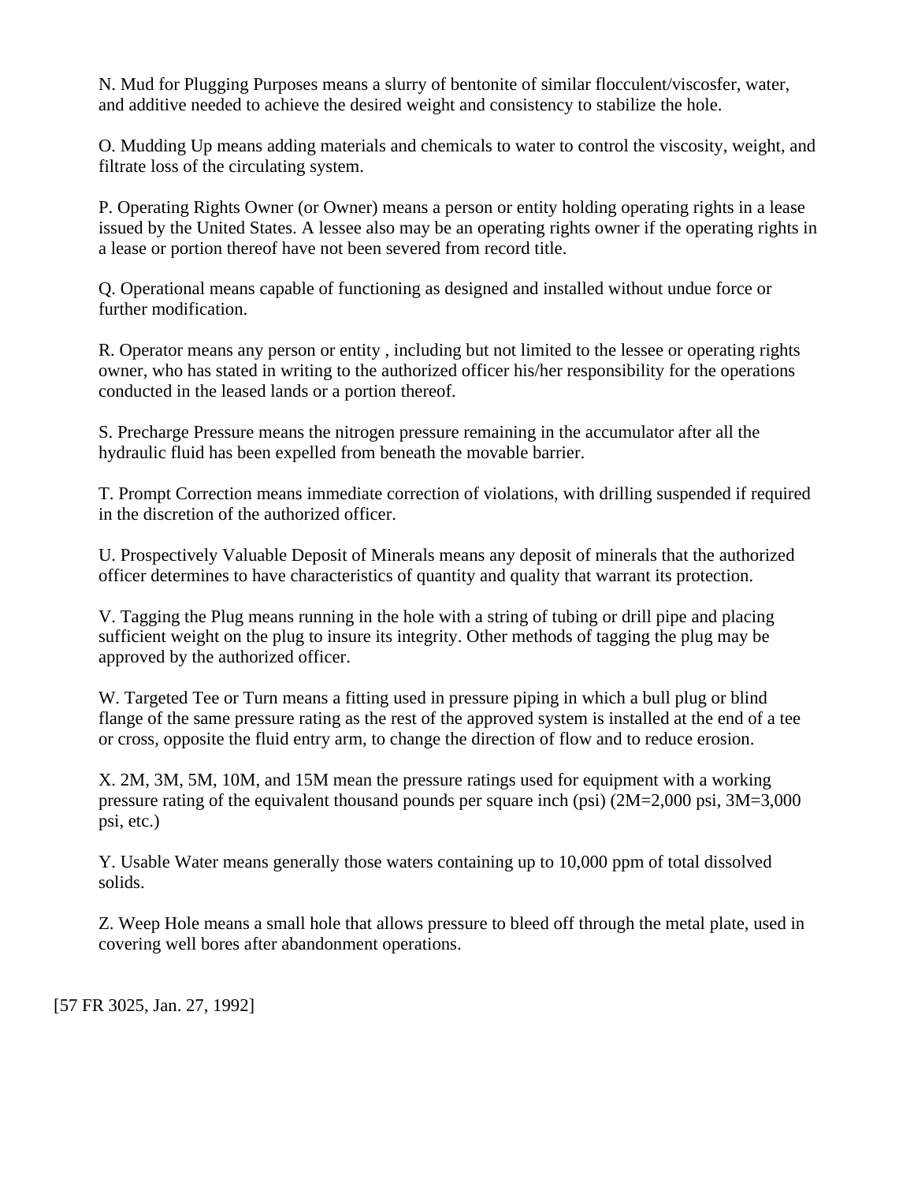N. Mud for Plugging Purposes means a slurry of bentonite of similar flocculent/viscosfer, water, and additive needed to achieve the desired weight and consistency to stabilize the hole.

O. Mudding Up means adding materials and chemicals to water to control the viscosity, weight, and filtrate loss of the circulating system.

P. Operating Rights Owner (or Owner) means a person or entity holding operating rights in a lease issued by the United States. A lessee also may be an operating rights owner if the operating rights in a lease or portion thereof have not been severed from record title.

Q. Operational means capable of functioning as designed and installed without undue force or further modification.

R. Operator means any person or entity , including but not limited to the lessee or operating rights owner, who has stated in writing to the authorized officer his/her responsibility for the operations conducted in the leased lands or a portion thereof.

S. Precharge Pressure means the nitrogen pressure remaining in the accumulator after all the hydraulic fluid has been expelled from beneath the movable barrier.

T. Prompt Correction means immediate correction of violations, with drilling suspended if required in the discretion of the authorized officer.

U. Prospectively Valuable Deposit of Minerals means any deposit of minerals that the authorized officer determines to have characteristics of quantity and quality that warrant its protection.

V. Tagging the Plug means running in the hole with a string of tubing or drill pipe and placing sufficient weight on the plug to insure its integrity. Other methods of tagging the plug may be approved by the authorized officer.

W. Targeted Tee or Turn means a fitting used in pressure piping in which a bull plug or blind flange of the same pressure rating as the rest of the approved system is installed at the end of a tee or cross, opposite the fluid entry arm, to change the direction of flow and to reduce erosion.

X. 2M, 3M, 5M, 10M, and 15M mean the pressure ratings used for equipment with a working pressure rating of the equivalent thousand pounds per square inch (psi) (2M=2,000 psi, 3M=3,000 psi, etc.)

Y. Usable Water means generally those waters containing up to 10,000 ppm of total dissolved solids.

Z. Weep Hole means a small hole that allows pressure to bleed off through the metal plate, used in covering well bores after abandonment operations.

[57 FR 3025, Jan. 27, 1992]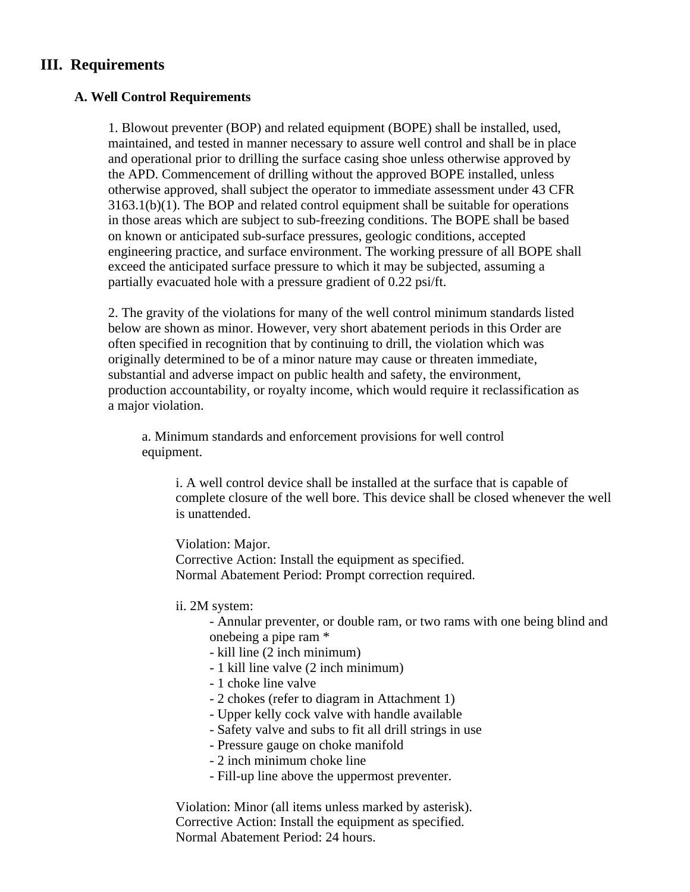## III. Requirements

### A. Well Control Requirements

1. Blowout preventer (BOP) and related equipment (BOPE) shall be installed, used, maintained, and tested in manner necessary to assure well control and shall be in place and operational prior to drilling the surface casing shoe unless otherwise approved by the APD. Commencement of drilling without the approved BOPE installed, unless otherwise approved, shall subject the operator to immediate assessment under 43 CFR 3163.1(b)(1). The BOP and related control equipment shall be suitable for operations in those areas which are subject to sub-freezing conditions. The BOPE shall be based on known or anticipated sub-surface pressures, geologic conditions, accepted engineering practice, and surface environment. The working pressure of all BOPE shall exceed the anticipated surface pressure to which it may be subjected, assuming a partially evacuated hole with a pressure gradient of 0.22 psi/ft.

2. The gravity of the violations for many of the well control minimum standards listed below are shown as minor. However, very short abatement periods in this Order are often specified in recognition that by continuing to drill, the violation which was originally determined to be of a minor nature may cause or threaten immediate, substantial and adverse impact on public health and safety, the environment, production accountability, or royalty income, which would require it reclassification as a major violation.

a. Minimum standards and enforcement provisions for well control equipment.

i. A well control device shall be installed at the surface that is capable of complete closure of the well bore. This device shall be closed whenever the well is unattended.

Violation: Major.
Corrective Action: Install the equipment as specified.
Normal Abatement Period: Prompt correction required.

ii. 2M system:

- Annular preventer, or double ram, or two rams with one being blind and onebeing a pipe ram *
- kill line (2 inch minimum)
- 1 kill line valve (2 inch minimum)
- 1 choke line valve
- 2 chokes (refer to diagram in Attachment 1)
- Upper kelly cock valve with handle available
- Safety valve and subs to fit all drill strings in use
- Pressure gauge on choke manifold
- 2 inch minimum choke line
- Fill-up line above the uppermost preventer.

Violation: Minor (all items unless marked by asterisk).
Corrective Action: Install the equipment as specified.
Normal Abatement Period: 24 hours.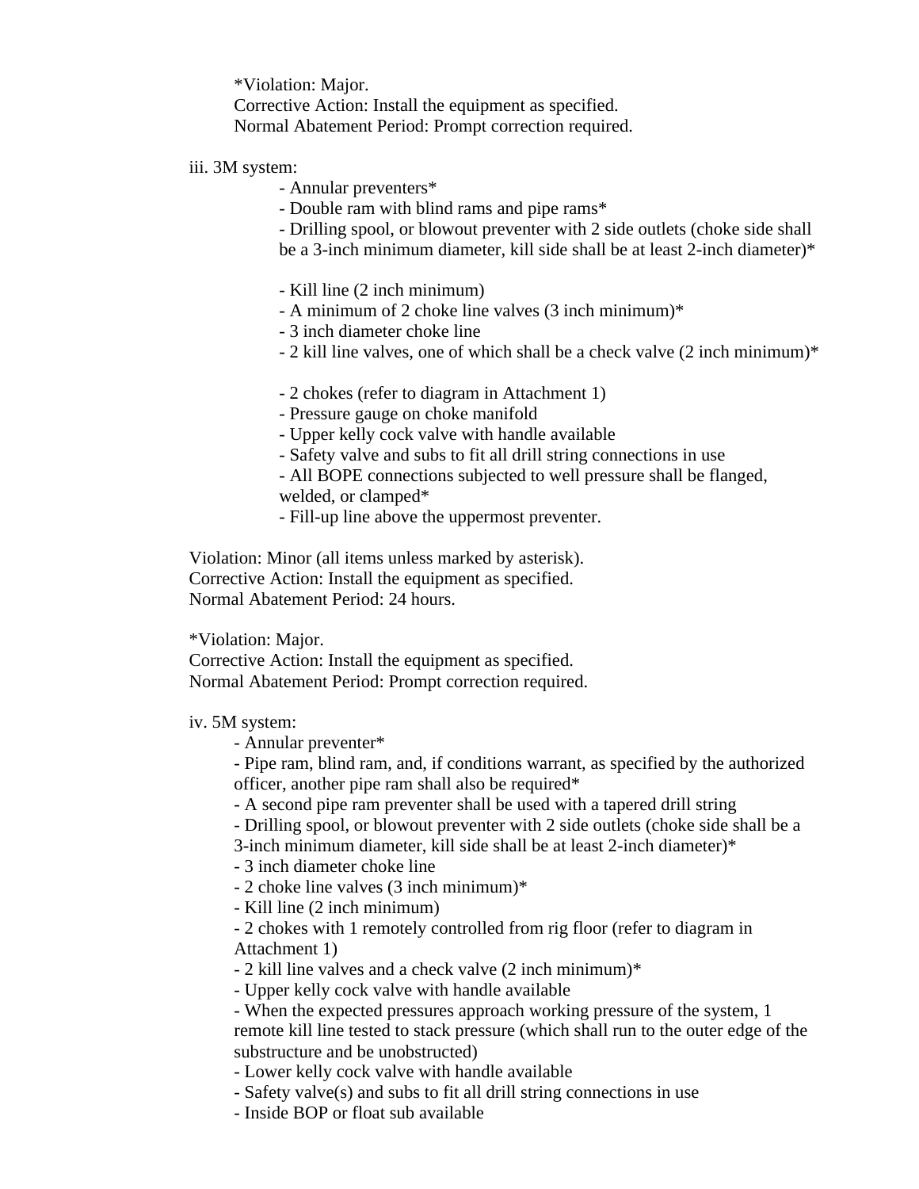*Violation: Major.
Corrective Action: Install the equipment as specified.
Normal Abatement Period: Prompt correction required.

iii. 3M system:

- Annular preventers*
- Double ram with blind rams and pipe rams*
- Drilling spool, or blowout preventer with 2 side outlets (choke side shall be a 3-inch minimum diameter, kill side shall be at least 2-inch diameter)*
- Kill line (2 inch minimum)
- A minimum of 2 choke line valves (3 inch minimum)*
- 3 inch diameter choke line
- 2 kill line valves, one of which shall be a check valve (2 inch minimum)*
- 2 chokes (refer to diagram in Attachment 1)
- Pressure gauge on choke manifold
- Upper kelly cock valve with handle available
- Safety valve and subs to fit all drill string connections in use
- All BOPE connections subjected to well pressure shall be flanged, welded, or clamped*
- Fill-up line above the uppermost preventer.

Violation: Minor (all items unless marked by asterisk).
Corrective Action: Install the equipment as specified.
Normal Abatement Period: 24 hours.

*Violation: Major.
Corrective Action: Install the equipment as specified.
Normal Abatement Period: Prompt correction required.

iv. 5M system:

- Annular preventer*
- Pipe ram, blind ram, and, if conditions warrant, as specified by the authorized officer, another pipe ram shall also be required*
- A second pipe ram preventer shall be used with a tapered drill string
- Drilling spool, or blowout preventer with 2 side outlets (choke side shall be a 3-inch minimum diameter, kill side shall be at least 2-inch diameter)*
- 3 inch diameter choke line
- 2 choke line valves (3 inch minimum)*
- Kill line (2 inch minimum)
- 2 chokes with 1 remotely controlled from rig floor (refer to diagram in Attachment 1)
- 2 kill line valves and a check valve (2 inch minimum)*
- Upper kelly cock valve with handle available
- When the expected pressures approach working pressure of the system, 1 remote kill line tested to stack pressure (which shall run to the outer edge of the substructure and be unobstructed)
- Lower kelly cock valve with handle available
- Safety valve(s) and subs to fit all drill string connections in use
- Inside BOP or float sub available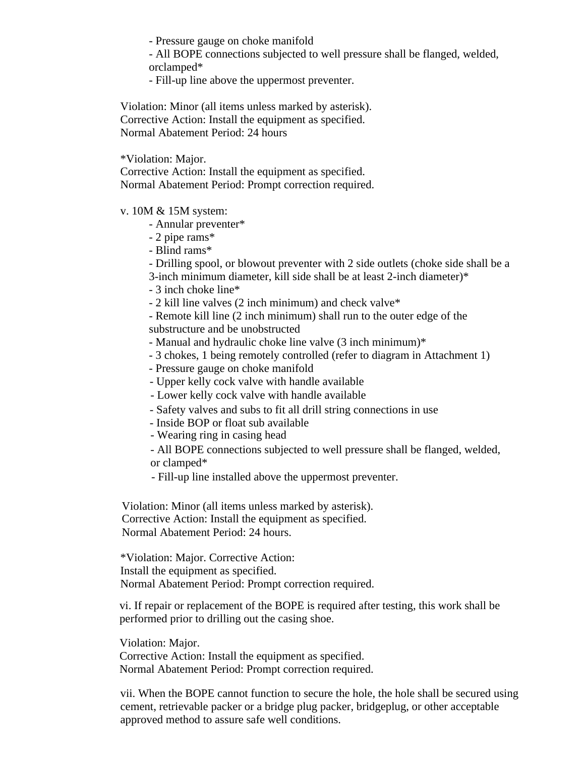- Pressure gauge on choke manifold
- All BOPE connections subjected to well pressure shall be flanged, welded, orclamped*
- Fill-up line above the uppermost preventer.

Violation: Minor (all items unless marked by asterisk).
Corrective Action: Install the equipment as specified.
Normal Abatement Period: 24 hours

*Violation: Major.
Corrective Action: Install the equipment as specified.
Normal Abatement Period: Prompt correction required.

v. 10M & 15M system:

- Annular preventer*
- 2 pipe rams*
- Blind rams*
- Drilling spool, or blowout preventer with 2 side outlets (choke side shall be a 3-inch minimum diameter, kill side shall be at least 2-inch diameter)*
- 3 inch choke line*
- 2 kill line valves (2 inch minimum) and check valve*
- Remote kill line (2 inch minimum) shall run to the outer edge of the substructure and be unobstructed
- Manual and hydraulic choke line valve (3 inch minimum)*
- 3 chokes, 1 being remotely controlled (refer to diagram in Attachment 1)
- Pressure gauge on choke manifold
- Upper kelly cock valve with handle available
- Lower kelly cock valve with handle available
- Safety valves and subs to fit all drill string connections in use
- Inside BOP or float sub available
- Wearing ring in casing head
- All BOPE connections subjected to well pressure shall be flanged, welded, or clamped*
- Fill-up line installed above the uppermost preventer.

Violation: Minor (all items unless marked by asterisk).
Corrective Action: Install the equipment as specified.
Normal Abatement Period: 24 hours.

*Violation: Major. Corrective Action:
Install the equipment as specified.
Normal Abatement Period: Prompt correction required.

vi. If repair or replacement of the BOPE is required after testing, this work shall be performed prior to drilling out the casing shoe.

Violation: Major.
Corrective Action: Install the equipment as specified.
Normal Abatement Period: Prompt correction required.

vii. When the BOPE cannot function to secure the hole, the hole shall be secured using cement, retrievable packer or a bridge plug packer, bridgeplug, or other acceptable approved method to assure safe well conditions.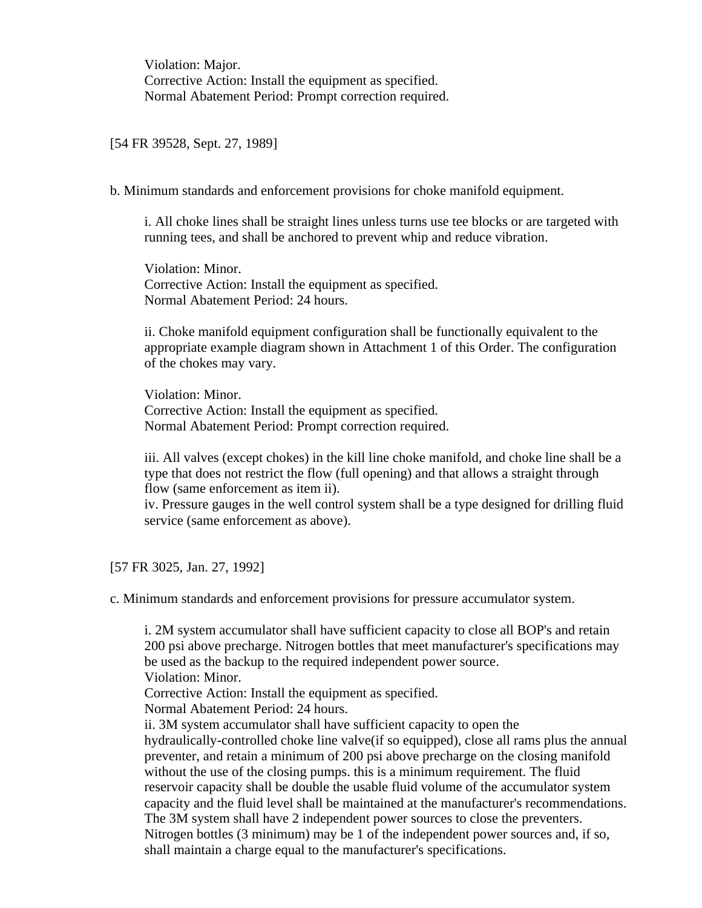Violation: Major.
Corrective Action: Install the equipment as specified.
Normal Abatement Period: Prompt correction required.

[54 FR 39528, Sept. 27, 1989]

b. Minimum standards and enforcement provisions for choke manifold equipment.

i. All choke lines shall be straight lines unless turns use tee blocks or are targeted with running tees, and shall be anchored to prevent whip and reduce vibration.

Violation: Minor.
Corrective Action: Install the equipment as specified.
Normal Abatement Period: 24 hours.

ii. Choke manifold equipment configuration shall be functionally equivalent to the appropriate example diagram shown in Attachment 1 of this Order. The configuration of the chokes may vary.

Violation: Minor.
Corrective Action: Install the equipment as specified.
Normal Abatement Period: Prompt correction required.

iii. All valves (except chokes) in the kill line choke manifold, and choke line shall be a type that does not restrict the flow (full opening) and that allows a straight through flow (same enforcement as item ii).
iv. Pressure gauges in the well control system shall be a type designed for drilling fluid service (same enforcement as above).

[57 FR 3025, Jan. 27, 1992]

c. Minimum standards and enforcement provisions for pressure accumulator system.

i. 2M system accumulator shall have sufficient capacity to close all BOP's and retain 200 psi above precharge. Nitrogen bottles that meet manufacturer's specifications may be used as the backup to the required independent power source.
Violation: Minor.
Corrective Action: Install the equipment as specified.
Normal Abatement Period: 24 hours.
ii. 3M system accumulator shall have sufficient capacity to open the hydraulically-controlled choke line valve(if so equipped), close all rams plus the annual preventer, and retain a minimum of 200 psi above precharge on the closing manifold without the use of the closing pumps. this is a minimum requirement. The fluid reservoir capacity shall be double the usable fluid volume of the accumulator system capacity and the fluid level shall be maintained at the manufacturer's recommendations. The 3M system shall have 2 independent power sources to close the preventers. Nitrogen bottles (3 minimum) may be 1 of the independent power sources and, if so, shall maintain a charge equal to the manufacturer's specifications.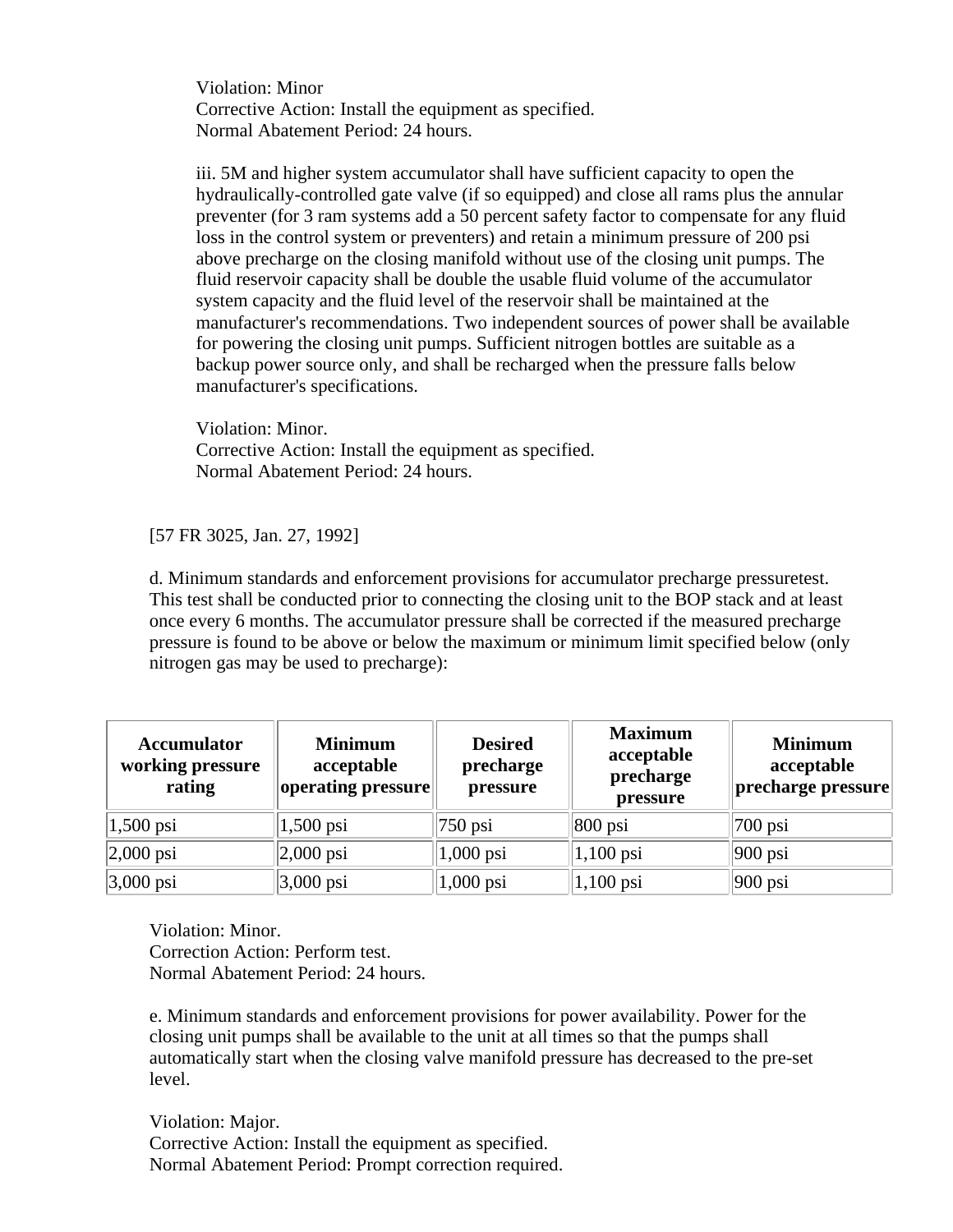Violation: Minor
Corrective Action: Install the equipment as specified.
Normal Abatement Period: 24 hours.

iii. 5M and higher system accumulator shall have sufficient capacity to open the hydraulically-controlled gate valve (if so equipped) and close all rams plus the annular preventer (for 3 ram systems add a 50 percent safety factor to compensate for any fluid loss in the control system or preventers) and retain a minimum pressure of 200 psi above precharge on the closing manifold without use of the closing unit pumps. The fluid reservoir capacity shall be double the usable fluid volume of the accumulator system capacity and the fluid level of the reservoir shall be maintained at the manufacturer's recommendations. Two independent sources of power shall be available for powering the closing unit pumps. Sufficient nitrogen bottles are suitable as a backup power source only, and shall be recharged when the pressure falls below manufacturer's specifications.

Violation: Minor.
Corrective Action: Install the equipment as specified.
Normal Abatement Period: 24 hours.

[57 FR 3025, Jan. 27, 1992]

d. Minimum standards and enforcement provisions for accumulator precharge pressuretest. This test shall be conducted prior to connecting the closing unit to the BOP stack and at least once every 6 months. The accumulator pressure shall be corrected if the measured precharge pressure is found to be above or below the maximum or minimum limit specified below (only nitrogen gas may be used to precharge):

| Accumulator working pressure rating | Minimum acceptable operating pressure | Desired precharge pressure | Maximum acceptable precharge pressure | Minimum acceptable precharge pressure |
|---|---|---|---|---|
| 1,500 psi | 1,500 psi | 750 psi | 800 psi | 700 psi |
| 2,000 psi | 2,000 psi | 1,000 psi | 1,100 psi | 900 psi |
| 3,000 psi | 3,000 psi | 1,000 psi | 1,100 psi | 900 psi |

Violation: Minor.
Correction Action: Perform test.
Normal Abatement Period: 24 hours.

e. Minimum standards and enforcement provisions for power availability. Power for the closing unit pumps shall be available to the unit at all times so that the pumps shall automatically start when the closing valve manifold pressure has decreased to the pre-set level.

Violation: Major.
Corrective Action: Install the equipment as specified.
Normal Abatement Period: Prompt correction required.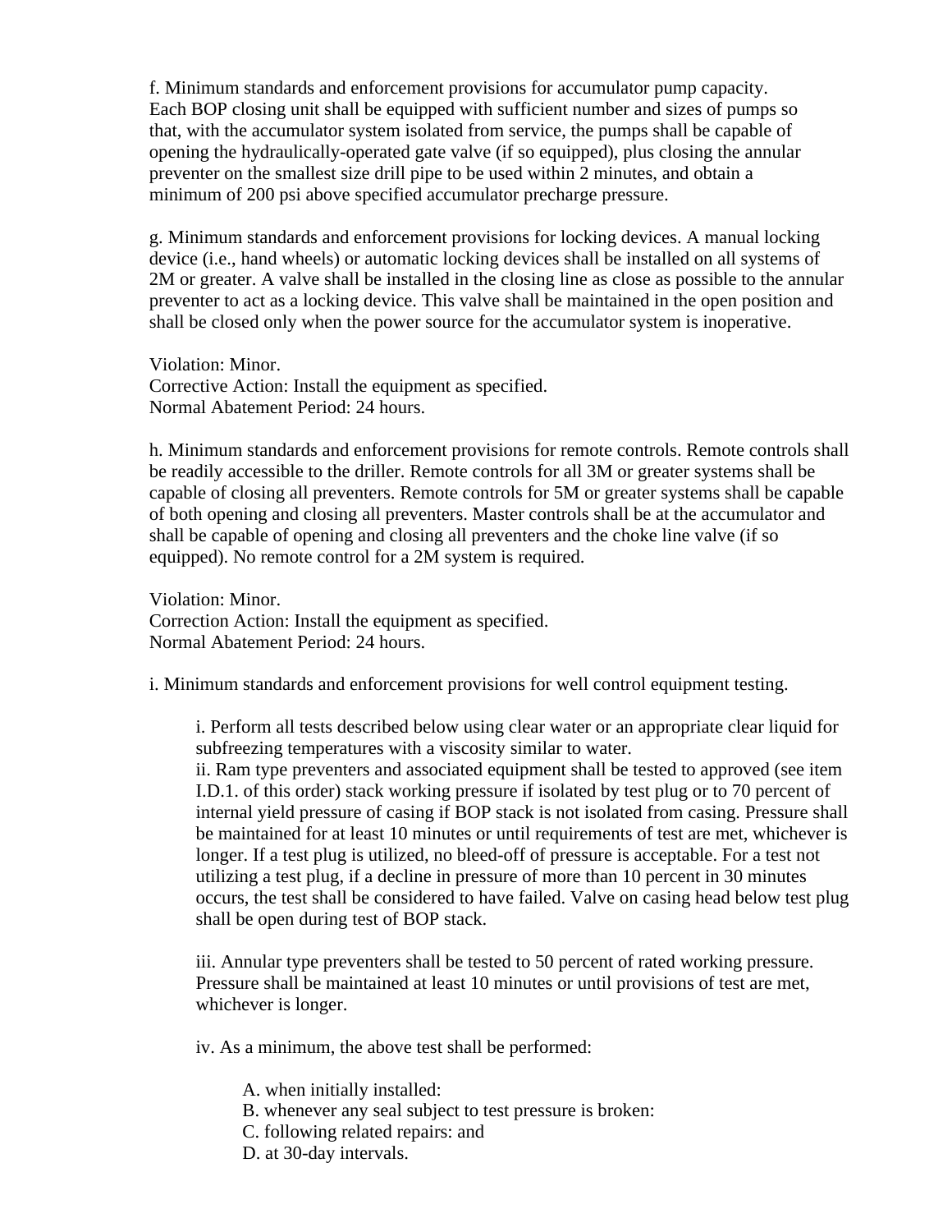f. Minimum standards and enforcement provisions for accumulator pump capacity. Each BOP closing unit shall be equipped with sufficient number and sizes of pumps so that, with the accumulator system isolated from service, the pumps shall be capable of opening the hydraulically-operated gate valve (if so equipped), plus closing the annular preventer on the smallest size drill pipe to be used within 2 minutes, and obtain a minimum of 200 psi above specified accumulator precharge pressure.

g. Minimum standards and enforcement provisions for locking devices. A manual locking device (i.e., hand wheels) or automatic locking devices shall be installed on all systems of 2M or greater. A valve shall be installed in the closing line as close as possible to the annular preventer to act as a locking device. This valve shall be maintained in the open position and shall be closed only when the power source for the accumulator system is inoperative.

Violation: Minor.
Corrective Action: Install the equipment as specified.
Normal Abatement Period: 24 hours.

h. Minimum standards and enforcement provisions for remote controls. Remote controls shall be readily accessible to the driller. Remote controls for all 3M or greater systems shall be capable of closing all preventers. Remote controls for 5M or greater systems shall be capable of both opening and closing all preventers. Master controls shall be at the accumulator and shall be capable of opening and closing all preventers and the choke line valve (if so equipped). No remote control for a 2M system is required.

Violation: Minor.
Correction Action: Install the equipment as specified.
Normal Abatement Period: 24 hours.

i. Minimum standards and enforcement provisions for well control equipment testing.

> i. Perform all tests described below using clear water or an appropriate clear liquid for subfreezing temperatures with a viscosity similar to water.
> ii. Ram type preventers and associated equipment shall be tested to approved (see item I.D.1. of this order) stack working pressure if isolated by test plug or to 70 percent of internal yield pressure of casing if BOP stack is not isolated from casing. Pressure shall be maintained for at least 10 minutes or until requirements of test are met, whichever is longer. If a test plug is utilized, no bleed-off of pressure is acceptable. For a test not utilizing a test plug, if a decline in pressure of more than 10 percent in 30 minutes occurs, the test shall be considered to have failed. Valve on casing head below test plug shall be open during test of BOP stack.
>
> iii. Annular type preventers shall be tested to 50 percent of rated working pressure. Pressure shall be maintained at least 10 minutes or until provisions of test are met, whichever is longer.
>
> iv. As a minimum, the above test shall be performed:
>
> > A. when initially installed:
> > B. whenever any seal subject to test pressure is broken:
> > C. following related repairs: and
> > D. at 30-day intervals.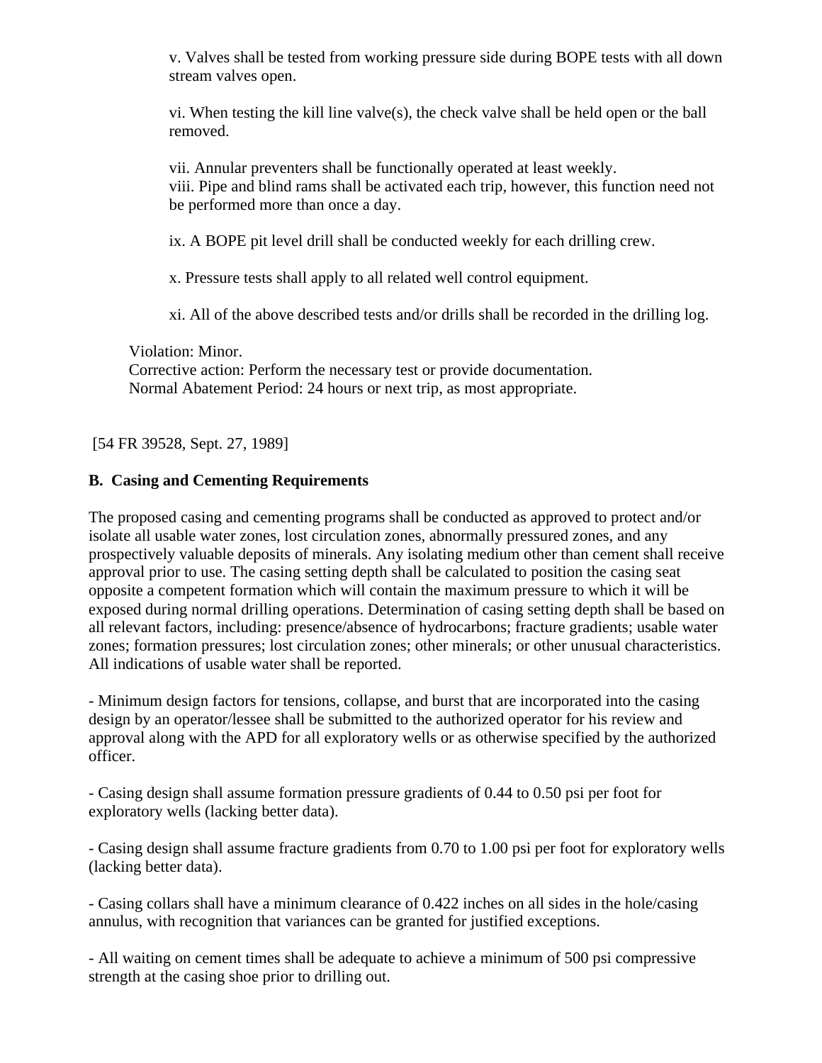v. Valves shall be tested from working pressure side during BOPE tests with all down stream valves open.

vi. When testing the kill line valve(s), the check valve shall be held open or the ball removed.

vii. Annular preventers shall be functionally operated at least weekly.
viii. Pipe and blind rams shall be activated each trip, however, this function need not be performed more than once a day.

ix. A BOPE pit level drill shall be conducted weekly for each drilling crew.

x. Pressure tests shall apply to all related well control equipment.

xi. All of the above described tests and/or drills shall be recorded in the drilling log.

Violation: Minor.
Corrective action: Perform the necessary test or provide documentation.
Normal Abatement Period: 24 hours or next trip, as most appropriate.

[54 FR 39528, Sept. 27, 1989]

**B. Casing and Cementing Requirements**

The proposed casing and cementing programs shall be conducted as approved to protect and/or isolate all usable water zones, lost circulation zones, abnormally pressured zones, and any prospectively valuable deposits of minerals. Any isolating medium other than cement shall receive approval prior to use. The casing setting depth shall be calculated to position the casing seat opposite a competent formation which will contain the maximum pressure to which it will be exposed during normal drilling operations. Determination of casing setting depth shall be based on all relevant factors, including: presence/absence of hydrocarbons; fracture gradients; usable water zones; formation pressures; lost circulation zones; other minerals; or other unusual characteristics. All indications of usable water shall be reported.

- Minimum design factors for tensions, collapse, and burst that are incorporated into the casing design by an operator/lessee shall be submitted to the authorized operator for his review and approval along with the APD for all exploratory wells or as otherwise specified by the authorized officer.

- Casing design shall assume formation pressure gradients of 0.44 to 0.50 psi per foot for exploratory wells (lacking better data).

- Casing design shall assume fracture gradients from 0.70 to 1.00 psi per foot for exploratory wells (lacking better data).

- Casing collars shall have a minimum clearance of 0.422 inches on all sides in the hole/casing annulus, with recognition that variances can be granted for justified exceptions.

- All waiting on cement times shall be adequate to achieve a minimum of 500 psi compressive strength at the casing shoe prior to drilling out.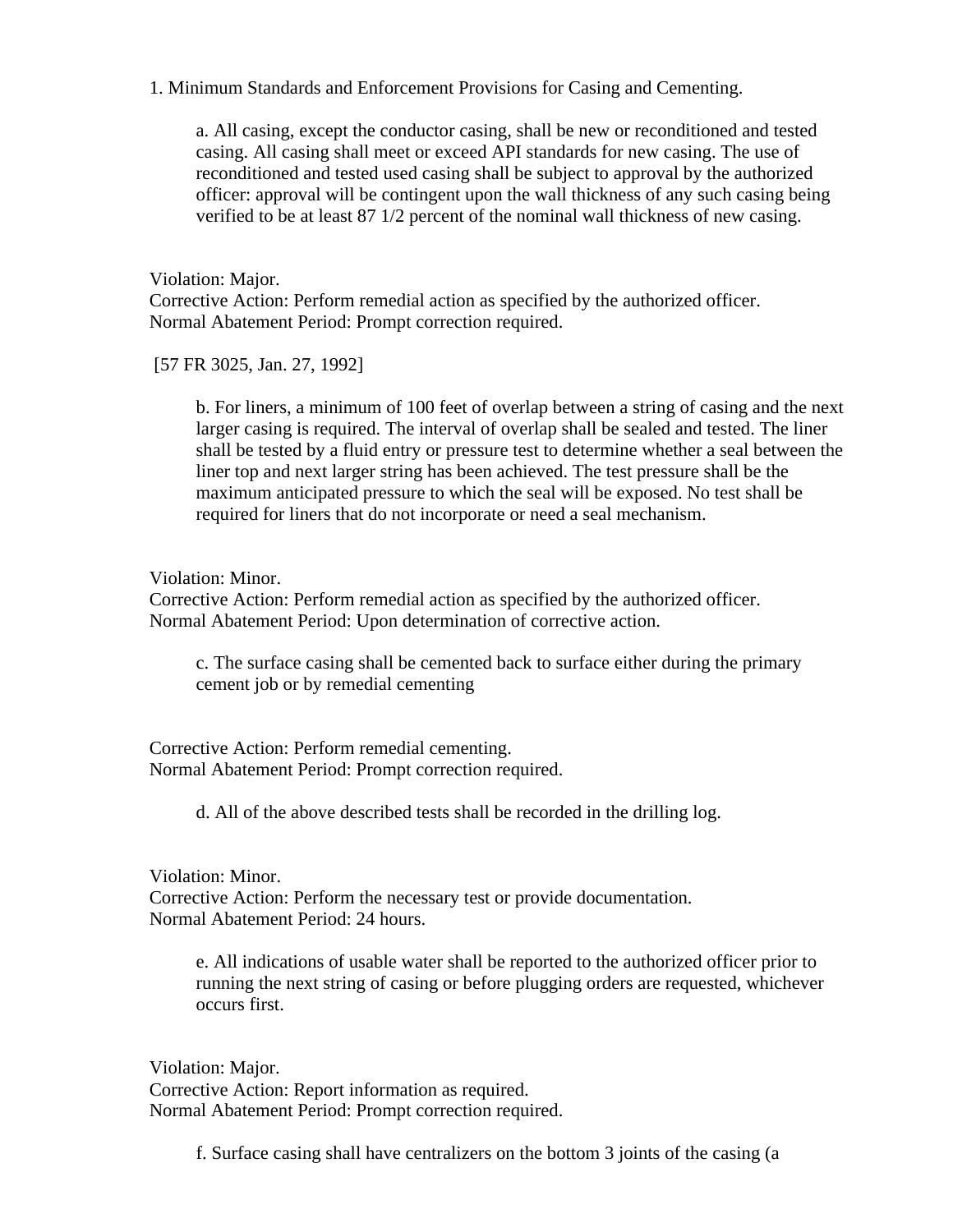1. Minimum Standards and Enforcement Provisions for Casing and Cementing.

a. All casing, except the conductor casing, shall be new or reconditioned and tested casing. All casing shall meet or exceed API standards for new casing. The use of reconditioned and tested used casing shall be subject to approval by the authorized officer: approval will be contingent upon the wall thickness of any such casing being verified to be at least 87 1/2 percent of the nominal wall thickness of new casing.

Violation: Major.
Corrective Action: Perform remedial action as specified by the authorized officer.
Normal Abatement Period: Prompt correction required.

[57 FR 3025, Jan. 27, 1992]

b. For liners, a minimum of 100 feet of overlap between a string of casing and the next larger casing is required. The interval of overlap shall be sealed and tested. The liner shall be tested by a fluid entry or pressure test to determine whether a seal between the liner top and next larger string has been achieved. The test pressure shall be the maximum anticipated pressure to which the seal will be exposed. No test shall be required for liners that do not incorporate or need a seal mechanism.

Violation: Minor.
Corrective Action: Perform remedial action as specified by the authorized officer.
Normal Abatement Period: Upon determination of corrective action.

c. The surface casing shall be cemented back to surface either during the primary cement job or by remedial cementing

Corrective Action: Perform remedial cementing.
Normal Abatement Period: Prompt correction required.

d. All of the above described tests shall be recorded in the drilling log.

Violation: Minor.
Corrective Action: Perform the necessary test or provide documentation.
Normal Abatement Period: 24 hours.

e. All indications of usable water shall be reported to the authorized officer prior to running the next string of casing or before plugging orders are requested, whichever occurs first.

Violation: Major.
Corrective Action: Report information as required.
Normal Abatement Period: Prompt correction required.

f. Surface casing shall have centralizers on the bottom 3 joints of the casing (a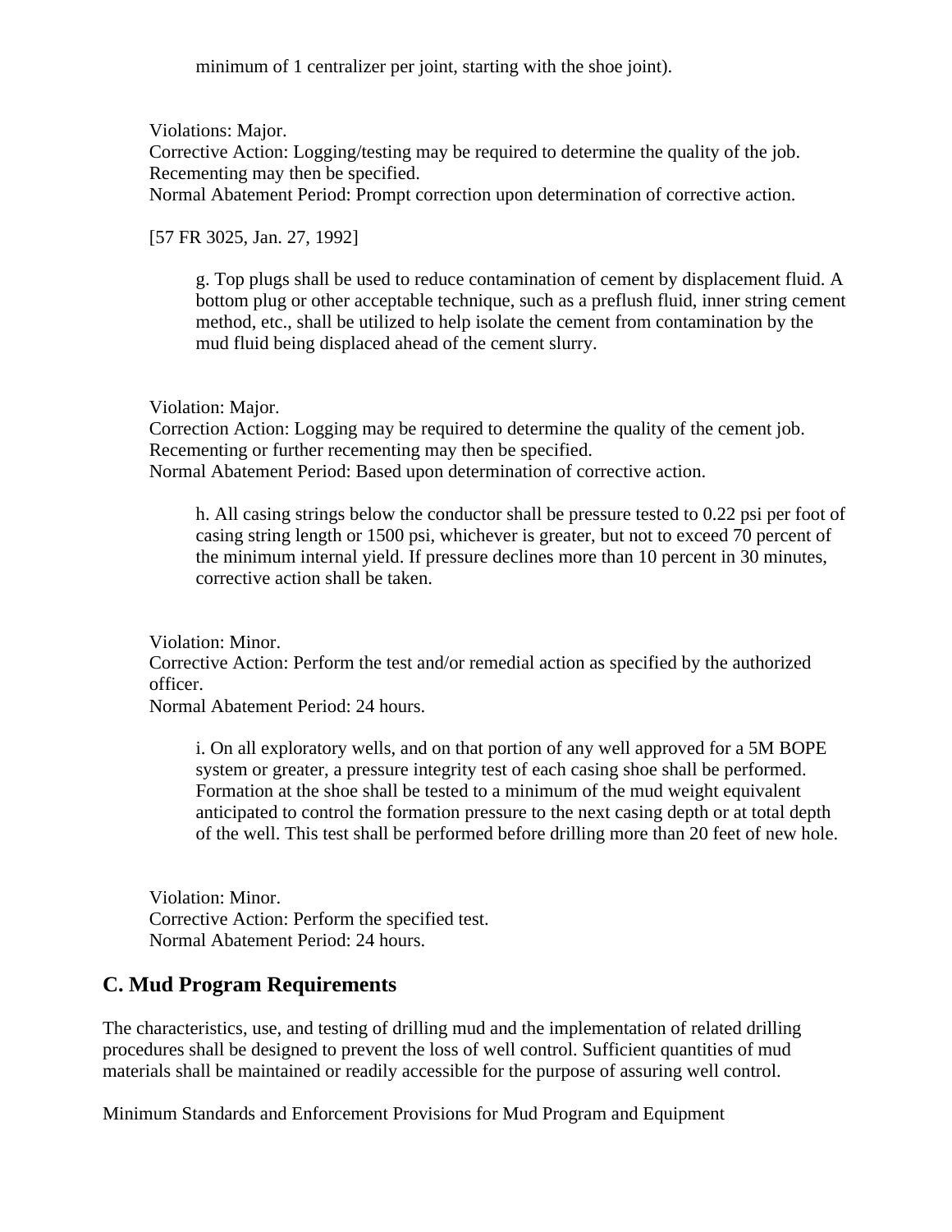minimum of 1 centralizer per joint, starting with the shoe joint).

Violations: Major.
Corrective Action: Logging/testing may be required to determine the quality of the job. Recementing may then be specified.
Normal Abatement Period: Prompt correction upon determination of corrective action.

[57 FR 3025, Jan. 27, 1992]

g. Top plugs shall be used to reduce contamination of cement by displacement fluid. A bottom plug or other acceptable technique, such as a preflush fluid, inner string cement method, etc., shall be utilized to help isolate the cement from contamination by the mud fluid being displaced ahead of the cement slurry.

Violation: Major.
Correction Action: Logging may be required to determine the quality of the cement job. Recementing or further recementing may then be specified.
Normal Abatement Period: Based upon determination of corrective action.

h. All casing strings below the conductor shall be pressure tested to 0.22 psi per foot of casing string length or 1500 psi, whichever is greater, but not to exceed 70 percent of the minimum internal yield. If pressure declines more than 10 percent in 30 minutes, corrective action shall be taken.

Violation: Minor.
Corrective Action: Perform the test and/or remedial action as specified by the authorized officer.
Normal Abatement Period: 24 hours.

i. On all exploratory wells, and on that portion of any well approved for a 5M BOPE system or greater, a pressure integrity test of each casing shoe shall be performed. Formation at the shoe shall be tested to a minimum of the mud weight equivalent anticipated to control the formation pressure to the next casing depth or at total depth of the well. This test shall be performed before drilling more than 20 feet of new hole.

Violation: Minor.
Corrective Action: Perform the specified test.
Normal Abatement Period: 24 hours.

## C. Mud Program Requirements

The characteristics, use, and testing of drilling mud and the implementation of related drilling procedures shall be designed to prevent the loss of well control. Sufficient quantities of mud materials shall be maintained or readily accessible for the purpose of assuring well control.

Minimum Standards and Enforcement Provisions for Mud Program and Equipment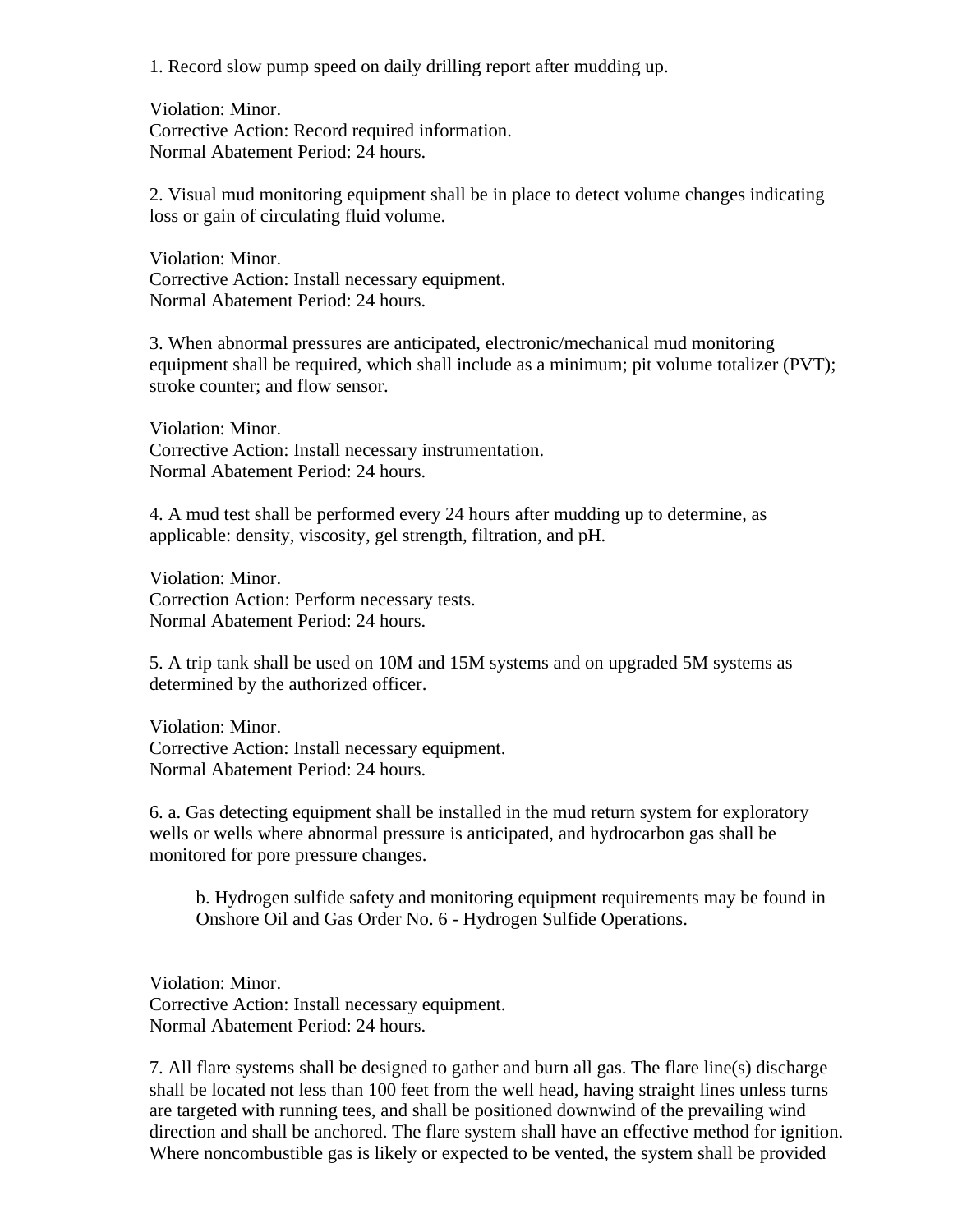1. Record slow pump speed on daily drilling report after mudding up.

Violation: Minor.
Corrective Action: Record required information.
Normal Abatement Period: 24 hours.

2. Visual mud monitoring equipment shall be in place to detect volume changes indicating loss or gain of circulating fluid volume.

Violation: Minor.
Corrective Action: Install necessary equipment.
Normal Abatement Period: 24 hours.

3. When abnormal pressures are anticipated, electronic/mechanical mud monitoring equipment shall be required, which shall include as a minimum; pit volume totalizer (PVT); stroke counter; and flow sensor.

Violation: Minor.
Corrective Action: Install necessary instrumentation.
Normal Abatement Period: 24 hours.

4. A mud test shall be performed every 24 hours after mudding up to determine, as applicable: density, viscosity, gel strength, filtration, and pH.

Violation: Minor.
Correction Action: Perform necessary tests.
Normal Abatement Period: 24 hours.

5. A trip tank shall be used on 10M and 15M systems and on upgraded 5M systems as determined by the authorized officer.

Violation: Minor.
Corrective Action: Install necessary equipment.
Normal Abatement Period: 24 hours.

6. a. Gas detecting equipment shall be installed in the mud return system for exploratory wells or wells where abnormal pressure is anticipated, and hydrocarbon gas shall be monitored for pore pressure changes.

> b. Hydrogen sulfide safety and monitoring equipment requirements may be found in Onshore Oil and Gas Order No. 6 - Hydrogen Sulfide Operations.

Violation: Minor.
Corrective Action: Install necessary equipment.
Normal Abatement Period: 24 hours.

7. All flare systems shall be designed to gather and burn all gas. The flare line(s) discharge shall be located not less than 100 feet from the well head, having straight lines unless turns are targeted with running tees, and shall be positioned downwind of the prevailing wind direction and shall be anchored. The flare system shall have an effective method for ignition. Where noncombustible gas is likely or expected to be vented, the system shall be provided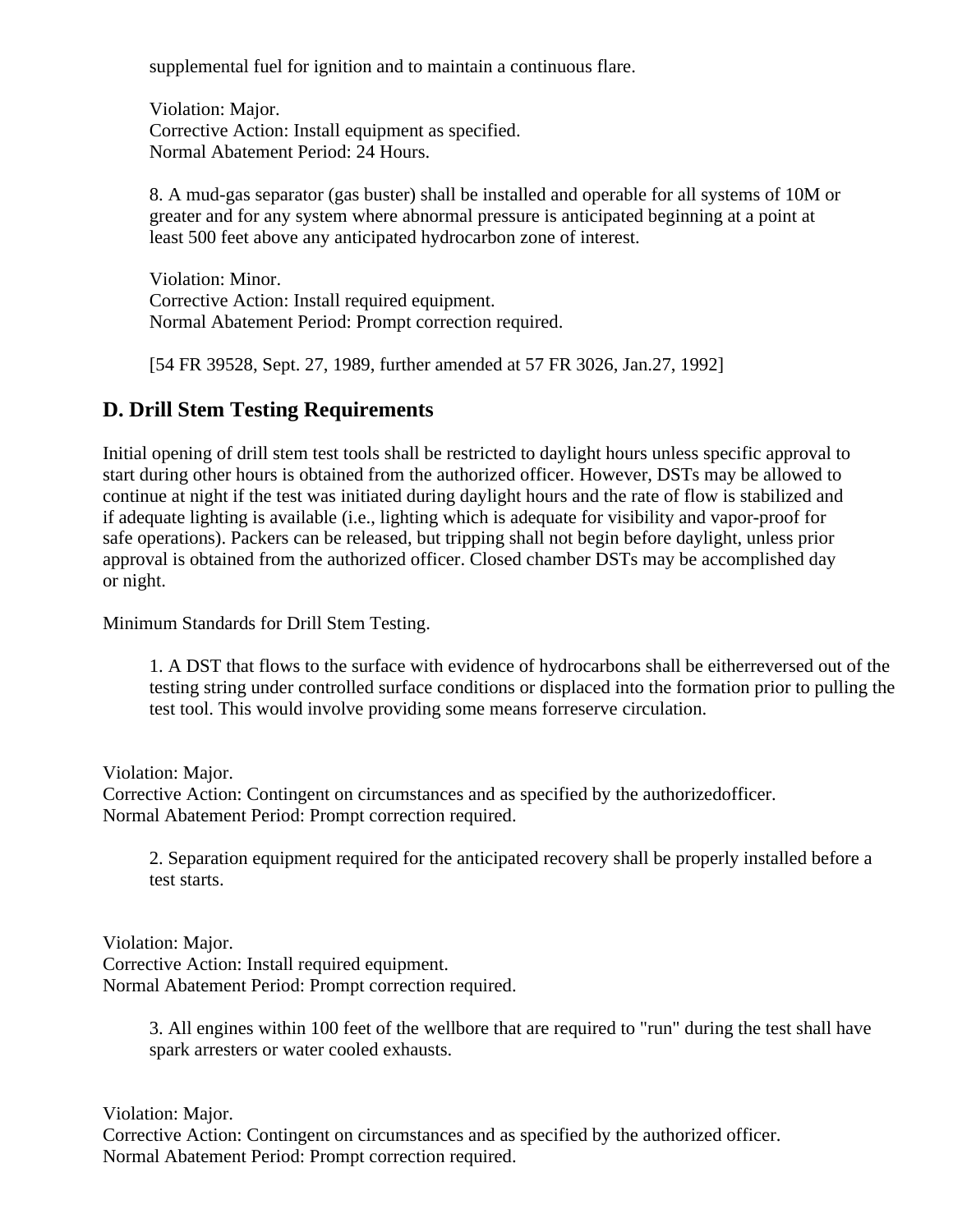supplemental fuel for ignition and to maintain a continuous flare.

Violation: Major.
Corrective Action: Install equipment as specified.
Normal Abatement Period: 24 Hours.

8. A mud-gas separator (gas buster) shall be installed and operable for all systems of 10M or greater and for any system where abnormal pressure is anticipated beginning at a point at least 500 feet above any anticipated hydrocarbon zone of interest.

Violation: Minor.
Corrective Action: Install required equipment.
Normal Abatement Period: Prompt correction required.

[54 FR 39528, Sept. 27, 1989, further amended at 57 FR 3026, Jan.27, 1992]

## D. Drill Stem Testing Requirements

Initial opening of drill stem test tools shall be restricted to daylight hours unless specific approval to start during other hours is obtained from the authorized officer. However, DSTs may be allowed to continue at night if the test was initiated during daylight hours and the rate of flow is stabilized and if adequate lighting is available (i.e., lighting which is adequate for visibility and vapor-proof for safe operations). Packers can be released, but tripping shall not begin before daylight, unless prior approval is obtained from the authorized officer. Closed chamber DSTs may be accomplished day or night.

Minimum Standards for Drill Stem Testing.

1. A DST that flows to the surface with evidence of hydrocarbons shall be eitherreversed out of the testing string under controlled surface conditions or displaced into the formation prior to pulling the test tool. This would involve providing some means forreserve circulation.

Violation: Major.
Corrective Action: Contingent on circumstances and as specified by the authorizedofficer.
Normal Abatement Period: Prompt correction required.

2. Separation equipment required for the anticipated recovery shall be properly installed before a test starts.

Violation: Major.
Corrective Action: Install required equipment.
Normal Abatement Period: Prompt correction required.

3. All engines within 100 feet of the wellbore that are required to "run" during the test shall have spark arresters or water cooled exhausts.

Violation: Major.
Corrective Action: Contingent on circumstances and as specified by the authorized officer.
Normal Abatement Period: Prompt correction required.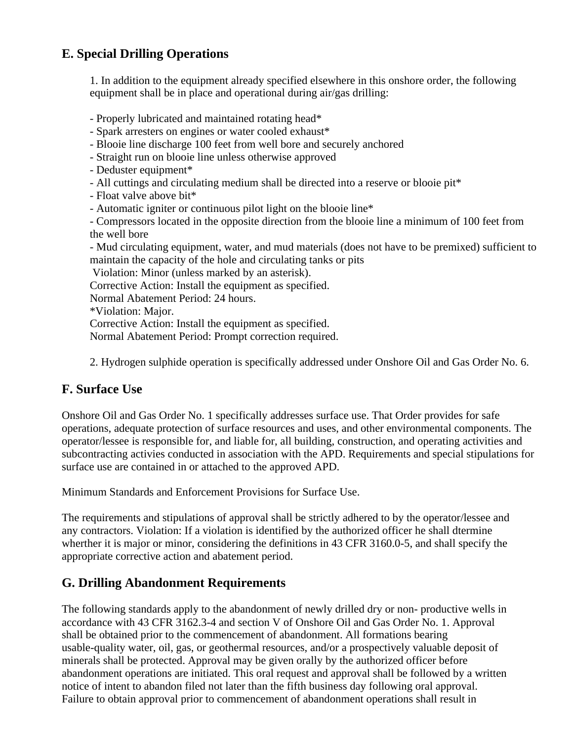## E. Special Drilling Operations

1. In addition to the equipment already specified elsewhere in this onshore order, the following equipment shall be in place and operational during air/gas drilling:

- Properly lubricated and maintained rotating head*
- Spark arresters on engines or water cooled exhaust*
- Blooie line discharge 100 feet from well bore and securely anchored
- Straight run on blooie line unless otherwise approved
- Deduster equipment*
- All cuttings and circulating medium shall be directed into a reserve or blooie pit*
- Float valve above bit*
- Automatic igniter or continuous pilot light on the blooie line*
- Compressors located in the opposite direction from the blooie line a minimum of 100 feet from the well bore
- Mud circulating equipment, water, and mud materials (does not have to be premixed) sufficient to maintain the capacity of the hole and circulating tanks or pits

Violation: Minor (unless marked by an asterisk).
Corrective Action: Install the equipment as specified.
Normal Abatement Period: 24 hours.
*Violation: Major.
Corrective Action: Install the equipment as specified.
Normal Abatement Period: Prompt correction required.

2. Hydrogen sulphide operation is specifically addressed under Onshore Oil and Gas Order No. 6.

## F. Surface Use

Onshore Oil and Gas Order No. 1 specifically addresses surface use. That Order provides for safe operations, adequate protection of surface resources and uses, and other environmental components. The operator/lessee is responsible for, and liable for, all building, construction, and operating activities and subcontracting activies conducted in association with the APD. Requirements and special stipulations for surface use are contained in or attached to the approved APD.

Minimum Standards and Enforcement Provisions for Surface Use.

The requirements and stipulations of approval shall be strictly adhered to by the operator/lessee and any contractors. Violation: If a violation is identified by the authorized officer he shall dtermine wherther it is major or minor, considering the definitions in 43 CFR 3160.0-5, and shall specify the appropriate corrective action and abatement period.

## G. Drilling Abandonment Requirements

The following standards apply to the abandonment of newly drilled dry or non- productive wells in accordance with 43 CFR 3162.3-4 and section V of Onshore Oil and Gas Order No. 1. Approval shall be obtained prior to the commencement of abandonment. All formations bearing usable-quality water, oil, gas, or geothermal resources, and/or a prospectively valuable deposit of minerals shall be protected. Approval may be given orally by the authorized officer before abandonment operations are initiated. This oral request and approval shall be followed by a written notice of intent to abandon filed not later than the fifth business day following oral approval. Failure to obtain approval prior to commencement of abandonment operations shall result in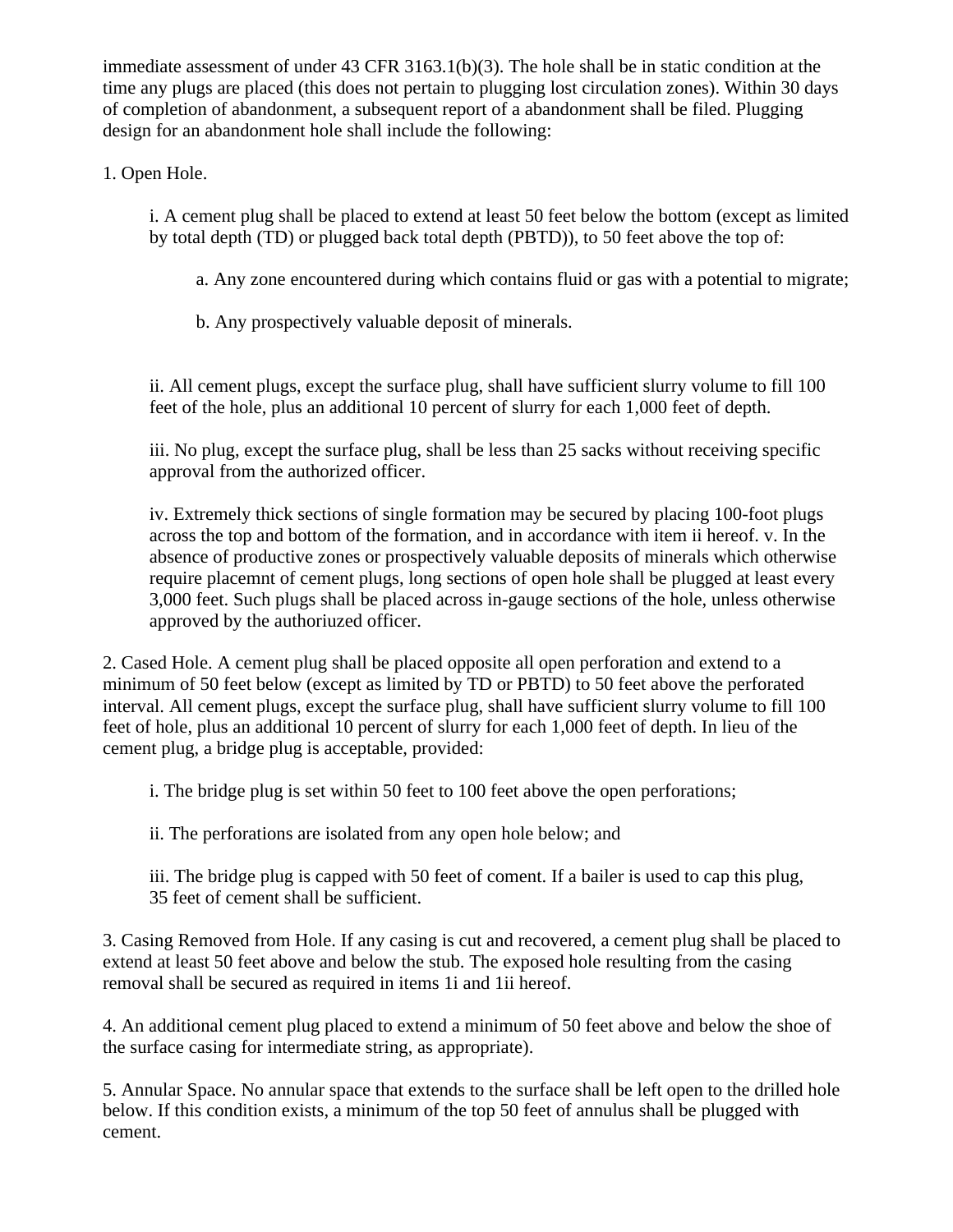immediate assessment of under 43 CFR 3163.1(b)(3). The hole shall be in static condition at the time any plugs are placed (this does not pertain to plugging lost circulation zones). Within 30 days of completion of abandonment, a subsequent report of a abandonment shall be filed. Plugging design for an abandonment hole shall include the following:

1. Open Hole.

    i. A cement plug shall be placed to extend at least 50 feet below the bottom (except as limited by total depth (TD) or plugged back total depth (PBTD)), to 50 feet above the top of:

        a. Any zone encountered during which contains fluid or gas with a potential to migrate;

        b. Any prospectively valuable deposit of minerals.

    ii. All cement plugs, except the surface plug, shall have sufficient slurry volume to fill 100 feet of the hole, plus an additional 10 percent of slurry for each 1,000 feet of depth.

    iii. No plug, except the surface plug, shall be less than 25 sacks without receiving specific approval from the authorized officer.

    iv. Extremely thick sections of single formation may be secured by placing 100-foot plugs across the top and bottom of the formation, and in accordance with item ii hereof. v. In the absence of productive zones or prospectively valuable deposits of minerals which otherwise require placemnt of cement plugs, long sections of open hole shall be plugged at least every 3,000 feet. Such plugs shall be placed across in-gauge sections of the hole, unless otherwise approved by the authoriuzed officer.

2. Cased Hole. A cement plug shall be placed opposite all open perforation and extend to a minimum of 50 feet below (except as limited by TD or PBTD) to 50 feet above the perforated interval. All cement plugs, except the surface plug, shall have sufficient slurry volume to fill 100 feet of hole, plus an additional 10 percent of slurry for each 1,000 feet of depth. In lieu of the cement plug, a bridge plug is acceptable, provided:

    i. The bridge plug is set within 50 feet to 100 feet above the open perforations;

    ii. The perforations are isolated from any open hole below; and

    iii. The bridge plug is capped with 50 feet of coment. If a bailer is used to cap this plug, 35 feet of cement shall be sufficient.

3. Casing Removed from Hole. If any casing is cut and recovered, a cement plug shall be placed to extend at least 50 feet above and below the stub. The exposed hole resulting from the casing removal shall be secured as required in items 1i and 1ii hereof.

4. An additional cement plug placed to extend a minimum of 50 feet above and below the shoe of the surface casing for intermediate string, as appropriate).

5. Annular Space. No annular space that extends to the surface shall be left open to the drilled hole below. If this condition exists, a minimum of the top 50 feet of annulus shall be plugged with cement.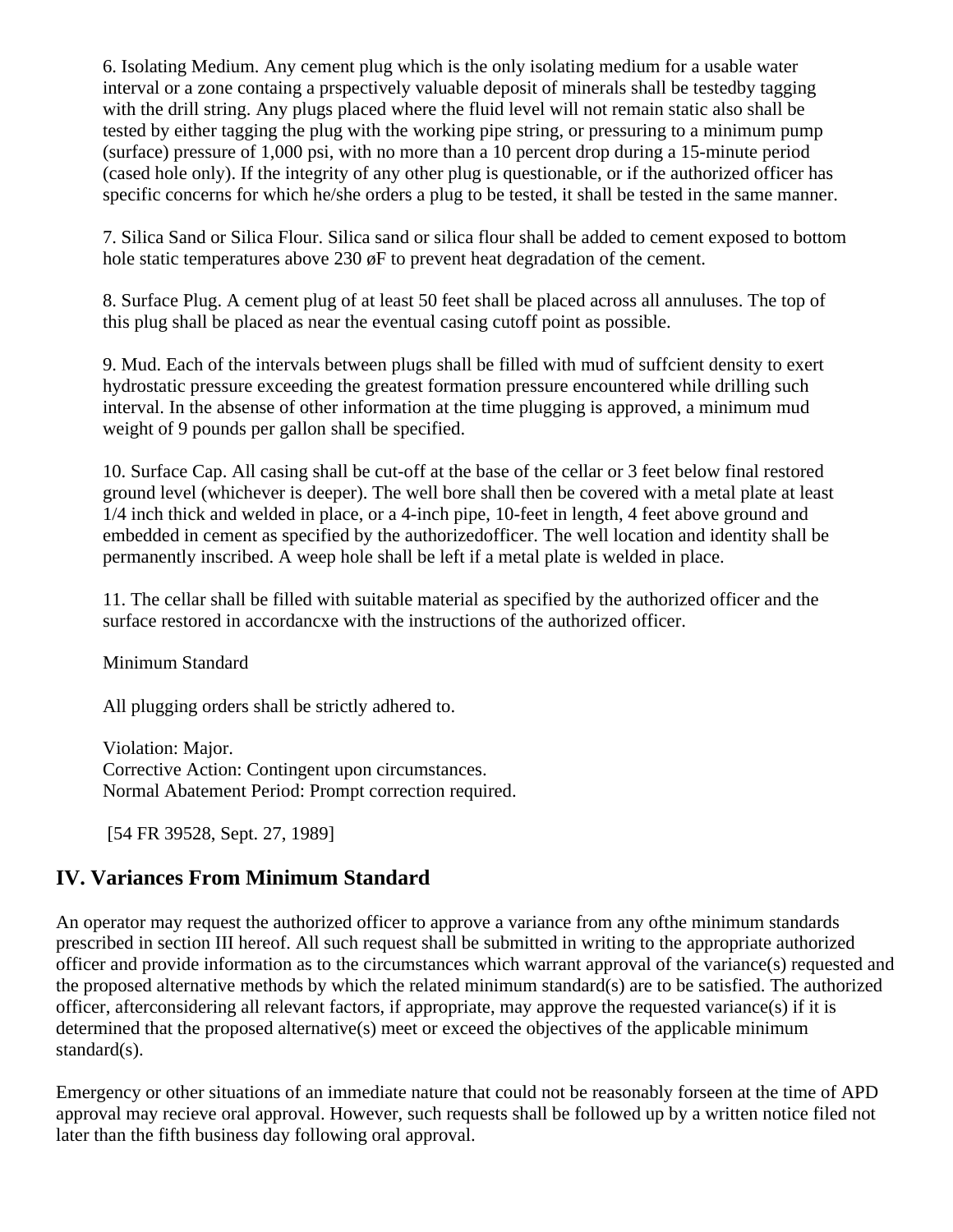6. Isolating Medium. Any cement plug which is the only isolating medium for a usable water interval or a zone containg a prspectively valuable deposit of minerals shall be testedby tagging with the drill string. Any plugs placed where the fluid level will not remain static also shall be tested by either tagging the plug with the working pipe string, or pressuring to a minimum pump (surface) pressure of 1,000 psi, with no more than a 10 percent drop during a 15-minute period (cased hole only). If the integrity of any other plug is questionable, or if the authorized officer has specific concerns for which he/she orders a plug to be tested, it shall be tested in the same manner.

7. Silica Sand or Silica Flour. Silica sand or silica flour shall be added to cement exposed to bottom hole static temperatures above 230 øF to prevent heat degradation of the cement.

8. Surface Plug. A cement plug of at least 50 feet shall be placed across all annuluses. The top of this plug shall be placed as near the eventual casing cutoff point as possible.

9. Mud. Each of the intervals between plugs shall be filled with mud of suffcient density to exert hydrostatic pressure exceeding the greatest formation pressure encountered while drilling such interval. In the absense of other information at the time plugging is approved, a minimum mud weight of 9 pounds per gallon shall be specified.

10. Surface Cap. All casing shall be cut-off at the base of the cellar or 3 feet below final restored ground level (whichever is deeper). The well bore shall then be covered with a metal plate at least 1/4 inch thick and welded in place, or a 4-inch pipe, 10-feet in length, 4 feet above ground and embedded in cement as specified by the authorizedofficer. The well location and identity shall be permanently inscribed. A weep hole shall be left if a metal plate is welded in place.

11. The cellar shall be filled with suitable material as specified by the authorized officer and the surface restored in accordancxe with the instructions of the authorized officer.

Minimum Standard

All plugging orders shall be strictly adhered to.

Violation: Major.
Corrective Action: Contingent upon circumstances.
Normal Abatement Period: Prompt correction required.

[54 FR 39528, Sept. 27, 1989]

## IV. Variances From Minimum Standard

An operator may request the authorized officer to approve a variance from any ofthe minimum standards prescribed in section III hereof. All such request shall be submitted in writing to the appropriate authorized officer and provide information as to the circumstances which warrant approval of the variance(s) requested and the proposed alternative methods by which the related minimum standard(s) are to be satisfied. The authorized officer, afterconsidering all relevant factors, if appropriate, may approve the requested variance(s) if it is determined that the proposed alternative(s) meet or exceed the objectives of the applicable minimum standard(s).

Emergency or other situations of an immediate nature that could not be reasonably forseen at the time of APD approval may recieve oral approval. However, such requests shall be followed up by a written notice filed not later than the fifth business day following oral approval.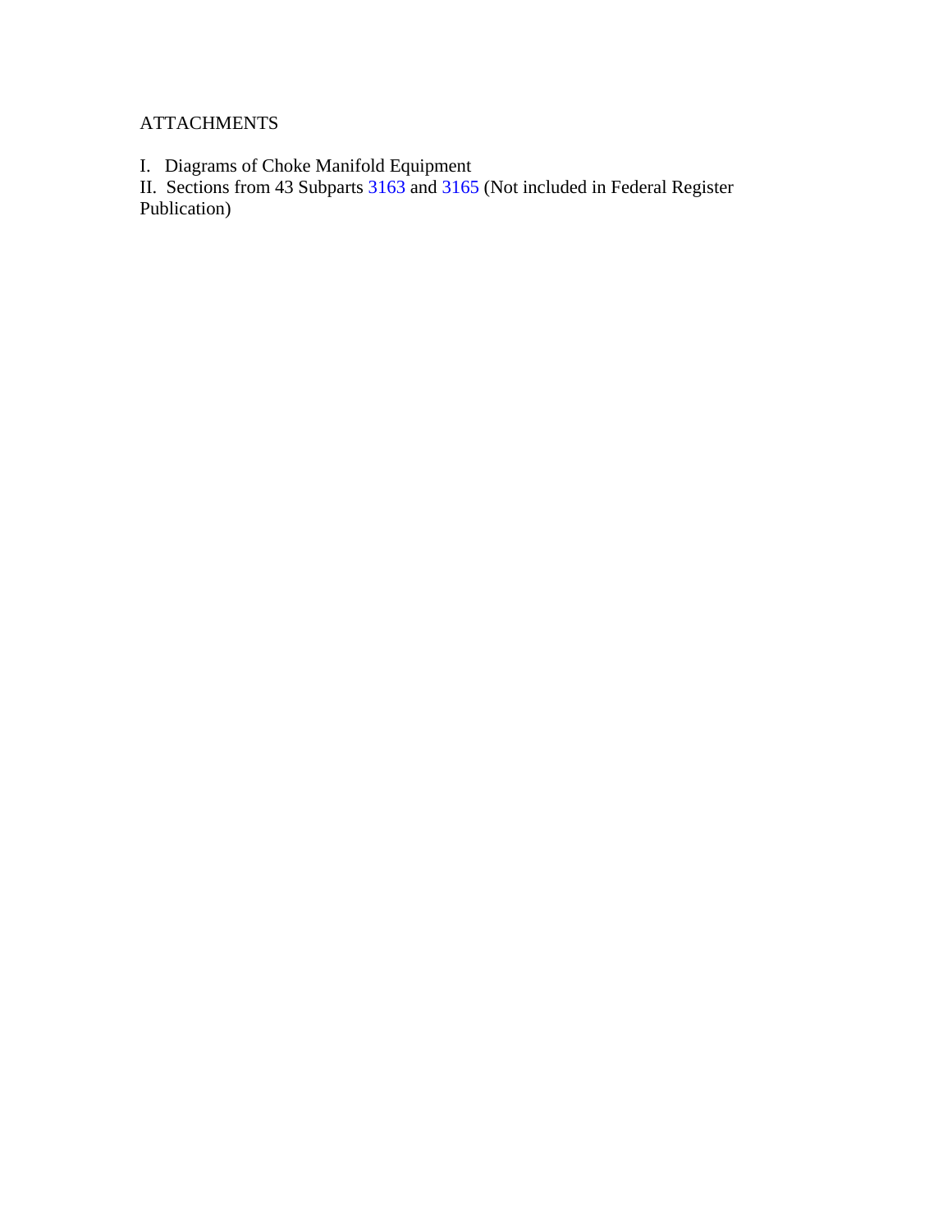ATTACHMENTS

I. Diagrams of Choke Manifold Equipment
II. Sections from 43 Subparts 3163 and 3165 (Not included in Federal Register Publication)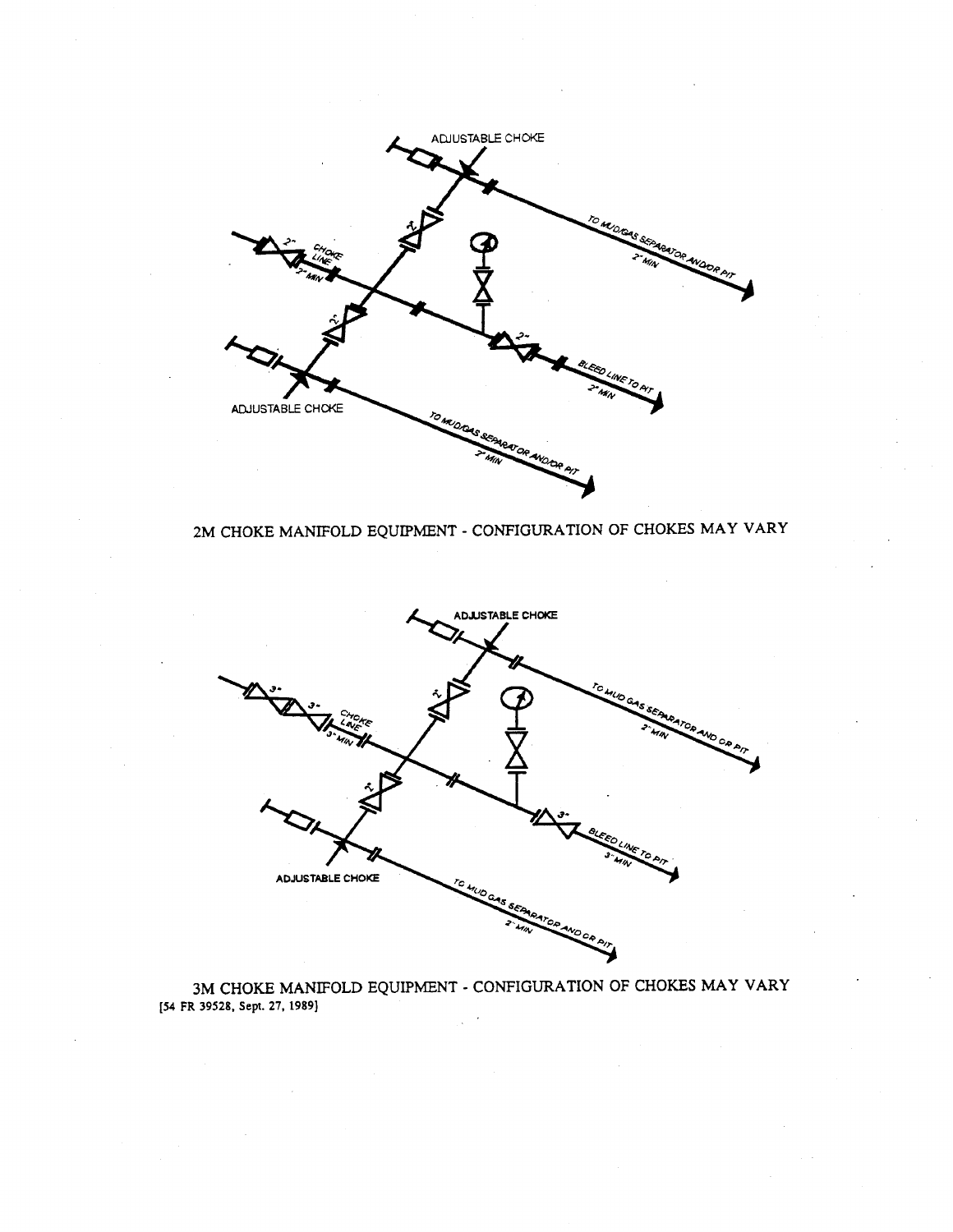ADJUSTABLE CHOKE

TO MUD/GAS SEPARATOR AND/OR PIT
2" MIN

2"
CHOKE LINE
2" MIN

2"

2"

2"

BLEED LINE TO PIT
2" MIN

ADJUSTABLE CHOKE

TO MUD/GAS SEPARATOR AND/OR PIT
2" MIN

2M CHOKE MANIFOLD EQUIPMENT - CONFIGURATION OF CHOKES MAY VARY

ADJUSTABLE CHOKE

TO MUD GAS SEPARATOR AND OR PIT
2" MIN

3"
3"
CHOKE LINE
3" MIN

2"

2"

3"

BLEED LINE TO PIT
3" MIN

ADJUSTABLE CHOKE

TO MUD GAS SEPARATOR AND OR PIT
2" MIN

3M CHOKE MANIFOLD EQUIPMENT - CONFIGURATION OF CHOKES MAY VARY

[54 FR 39528, Sept. 27, 1989]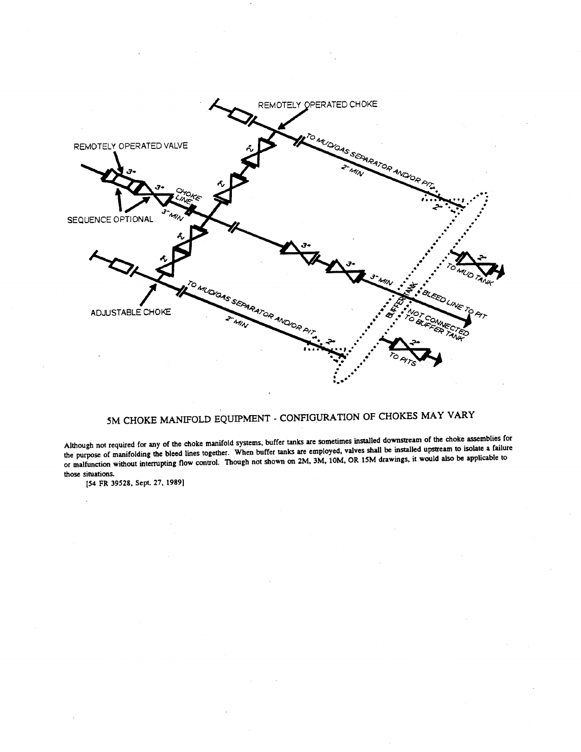5M CHOKE MANIFOLD EQUIPMENT - CONFIGURATION OF CHOKES MAY VARY

Although not required for any of the choke manifold systems, buffer tanks are sometimes installed downstream of the choke assemblies for the purpose of manifolding the bleed lines together. When buffer tanks are employed, valves shall be installed upstream to isolate a failure or malfunction without interrupting flow control. Though not shown on 2M, 3M, 10M, OR 15M drawings, it would also be applicable to those situations.

[54 FR 39528, Sept. 27, 1989]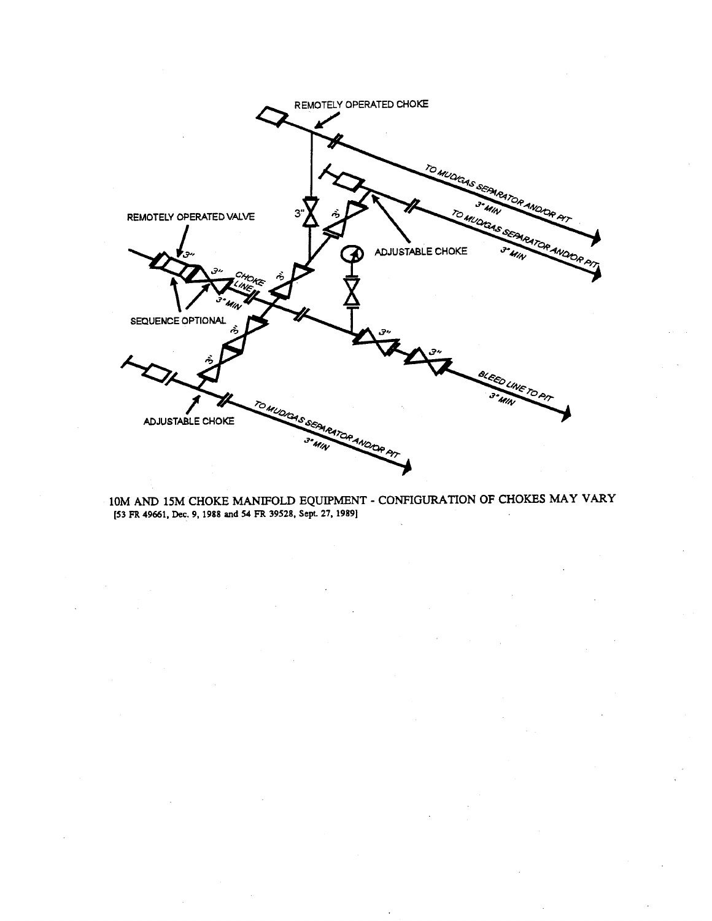REMOTELY OPERATED CHOKE

REMOTELY OPERATED VALVE

ADJUSTABLE CHOKE

SEQUENCE OPTIONAL

CHOKE LINE

3" MIN

TO MUD/GAS SEPARATOR AND/OR PIT

3" MIN

BLEED LINE TO PIT

3" MIN

ADJUSTABLE CHOKE

10M AND 15M CHOKE MANIFOLD EQUIPMENT - CONFIGURATION OF CHOKES MAY VARY

[53 FR 49661, Dec. 9, 1988 and 54 FR 39528, Sept. 27, 1989]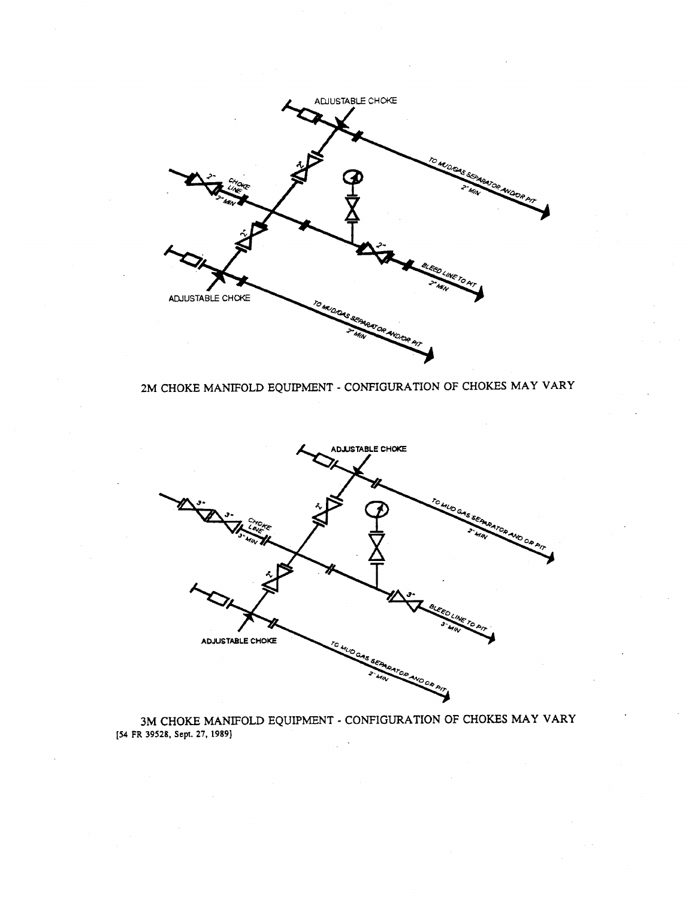2M CHOKE MANIFOLD EQUIPMENT - CONFIGURATION OF CHOKES MAY VARY

3M CHOKE MANIFOLD EQUIPMENT - CONFIGURATION OF CHOKES MAY VARY

[54 FR 39528, Sept. 27, 1989]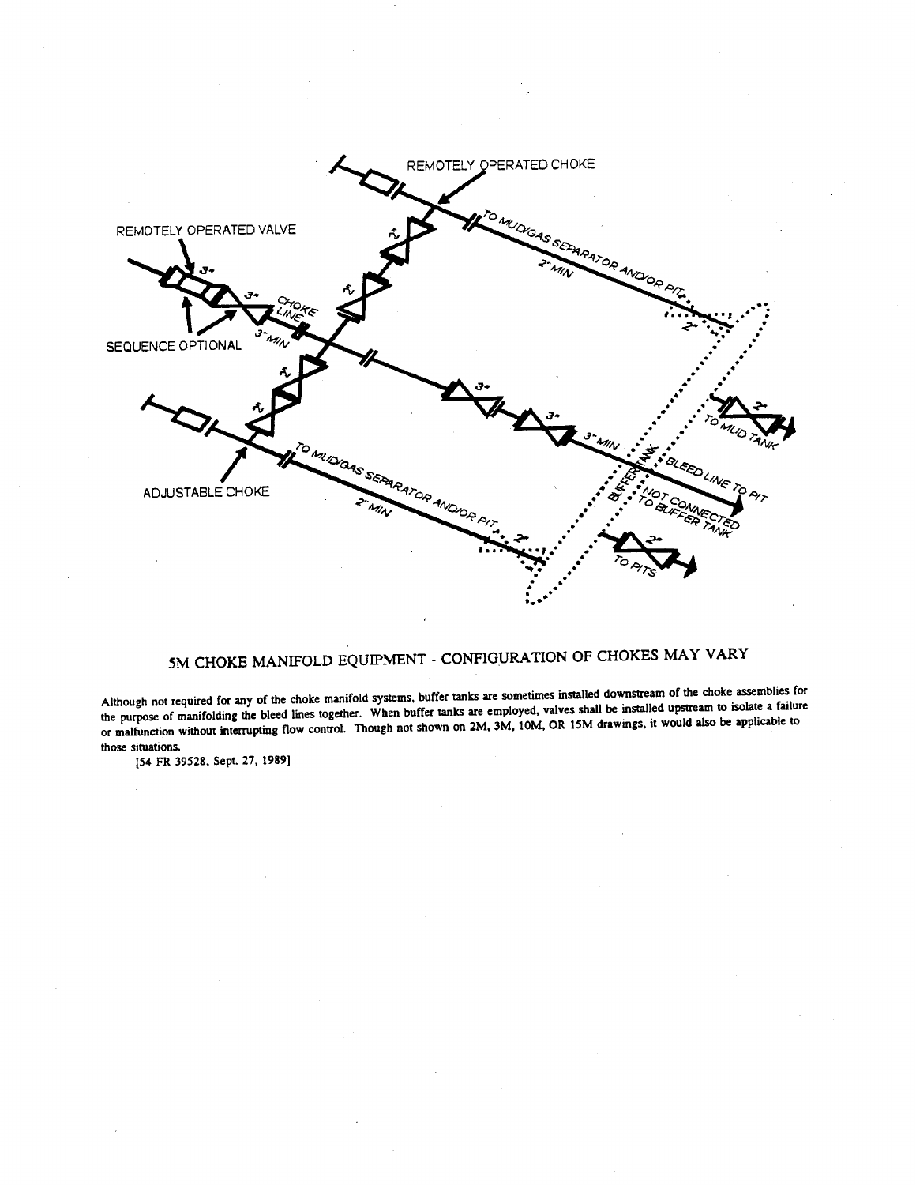# 5M CHOKE MANIFOLD EQUIPMENT - CONFIGURATION OF CHOKES MAY VARY

Although not required for any of the choke manifold systems, buffer tanks are sometimes installed downstream of the choke assemblies for the purpose of manifolding the bleed lines together. When buffer tanks are employed, valves shall be installed upstream to isolate a failure or malfunction without interrupting flow control. Though not shown on 2M, 3M, 10M, OR 15M drawings, it would also be applicable to those situations.

[54 FR 39528, Sept. 27, 1989]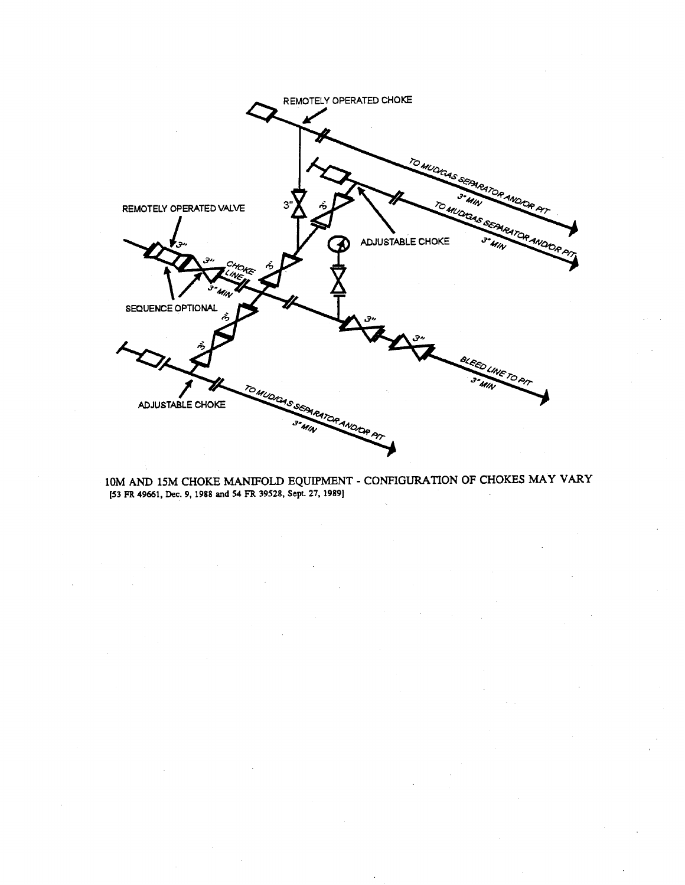REMOTELY OPERATED CHOKE

TO MUD/GAS SEPARATOR AND/OR PIT 3" MIN

TO MUD/GAS SEPARATOR AND/OR PIT 3" MIN

ADJUSTABLE CHOKE

REMOTELY OPERATED VALVE

3"

CHOKE LINE 3" MIN

SEQUENCE OPTIONAL

BLEED LINE TO PIT 3" MIN

ADJUSTABLE CHOKE

TO MUD/GAS SEPARATOR AND/OR PIT 3" MIN

10M AND 15M CHOKE MANIFOLD EQUIPMENT - CONFIGURATION OF CHOKES MAY VARY

[53 FR 49661, Dec. 9, 1988 and 54 FR 39528, Sept. 27, 1989]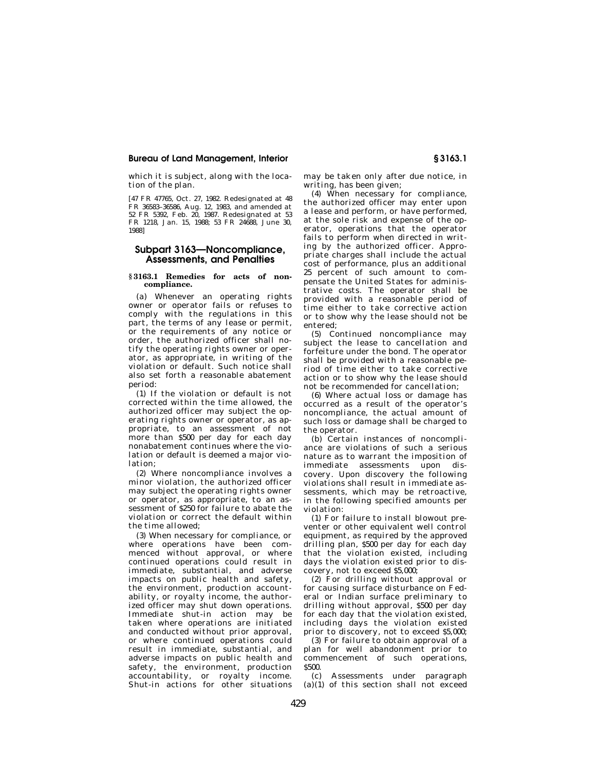which it is subject, along with the location of the plan.

[47 FR 47765, Oct. 27, 1982. Redesignated at 48 FR 36583–36586, Aug. 12, 1983, and amended at 52 FR 5392, Feb. 20, 1987. Redesignated at 53 FR 1218, Jan. 15, 1988; 53 FR 24688, June 30, 1988]

## Subpart 3163—Noncompliance, Assessments, and Penalties

### § 3163.1 Remedies for acts of noncompliance.

(a) Whenever an operating rights owner or operator fails or refuses to comply with the regulations in this part, the terms of any lease or permit, or the requirements of any notice or order, the authorized officer shall notify the operating rights owner or operator, as appropriate, in writing of the violation or default. Such notice shall also set forth a reasonable abatement period:

(1) If the violation or default is not corrected within the time allowed, the authorized officer may subject the operating rights owner or operator, as appropriate, to an assessment of not more than $500 per day for each day nonabatement continues where the violation or default is deemed a major violation;

(2) Where noncompliance involves a minor violation, the authorized officer may subject the operating rights owner or operator, as appropriate, to an assessment of $250 for failure to abate the violation or correct the default within the time allowed;

(3) When necessary for compliance, or where operations have been commenced without approval, or where continued operations could result in immediate, substantial, and adverse impacts on public health and safety, the environment, production accountability, or royalty income, the authorized officer may shut down operations. Immediate shut-in action may be taken where operations are initiated and conducted without prior approval, or where continued operations could result in immediate, substantial, and adverse impacts on public health and safety, the environment, production accountability, or royalty income. Shut-in actions for other situations may be taken only after due notice, in writing, has been given;

(4) When necessary for compliance, the authorized officer may enter upon a lease and perform, or have performed, at the sole risk and expense of the operator, operations that the operator fails to perform when directed in writing by the authorized officer. Appropriate charges shall include the actual cost of performance, plus an additional 25 percent of such amount to compensate the United States for administrative costs. The operator shall be provided with a reasonable period of time either to take corrective action or to show why the lease should not be entered;

(5) Continued noncompliance may subject the lease to cancellation and forfeiture under the bond. The operator shall be provided with a reasonable period of time either to take corrective action or to show why the lease should not be recommended for cancellation;

(6) Where actual loss or damage has occurred as a result of the operator's noncompliance, the actual amount of such loss or damage shall be charged to the operator.

(b) Certain instances of noncompliance are violations of such a serious nature as to warrant the imposition of immediate assessments upon discovery. Upon discovery the following violations shall result in immediate assessments, which may be retroactive, in the following specified amounts per violation:

(1) For failure to install blowout preventer or other equivalent well control equipment, as required by the approved drilling plan, $500 per day for each day that the violation existed, including days the violation existed prior to discovery, not to exceed $5,000;

(2) For drilling without approval or for causing surface disturbance on Federal or Indian surface preliminary to drilling without approval, $500 per day for each day that the violation existed, including days the violation existed prior to discovery, not to exceed $5,000;

(3) For failure to obtain approval of a plan for well abandonment prior to commencement of such operations, $500.

(c) Assessments under paragraph (a)(1) of this section shall not exceed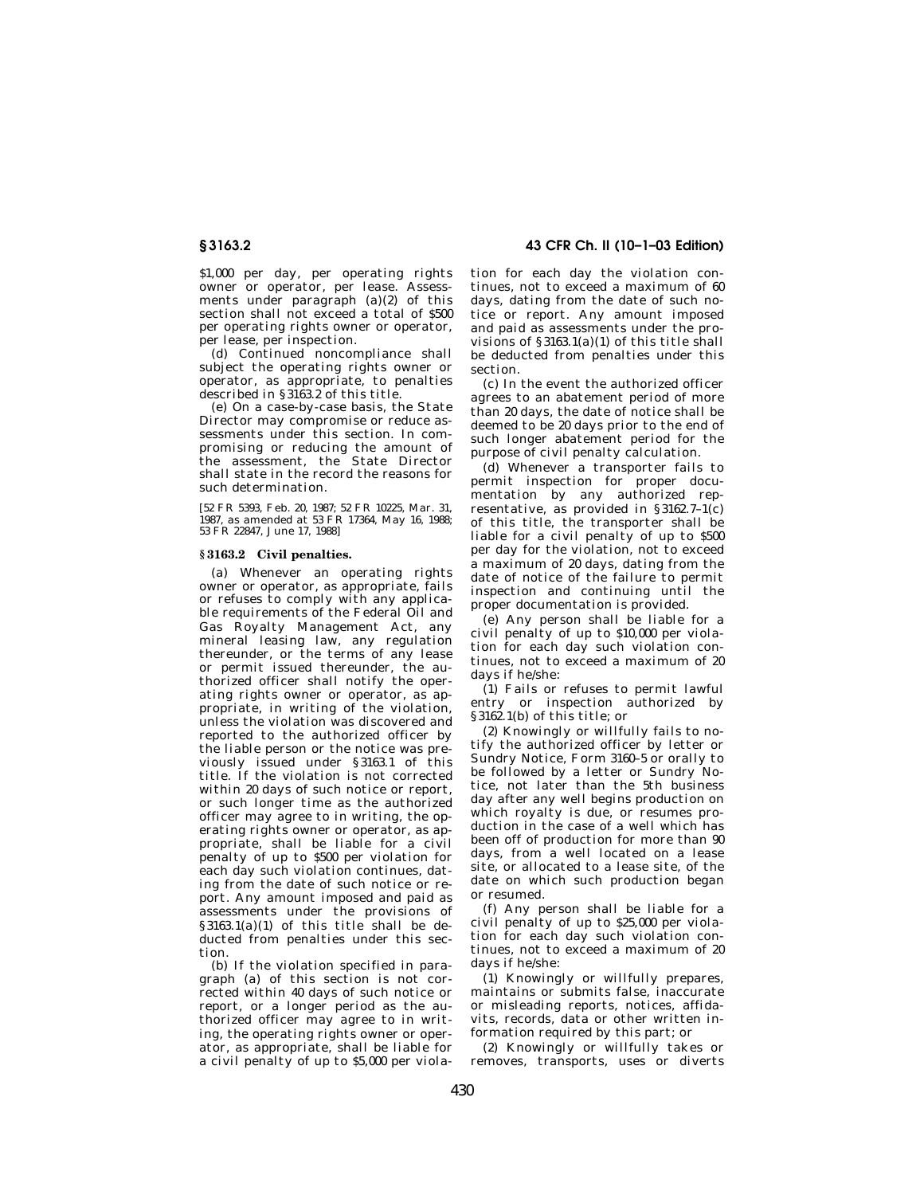$1,000 per day, per operating rights owner or operator, per lease. Assessments under paragraph (a)(2) of this section shall not exceed a total of $500 per operating rights owner or operator, per lease, per inspection.

(d) Continued noncompliance shall subject the operating rights owner or operator, as appropriate, to penalties described in §3163.2 of this title.

(e) On a case-by-case basis, the State Director may compromise or reduce assessments under this section. In compromising or reducing the amount of the assessment, the State Director shall state in the record the reasons for such determination.

[52 FR 5393, Feb. 20, 1987; 52 FR 10225, Mar. 31, 1987, as amended at 53 FR 17364, May 16, 1988; 53 FR 22847, June 17, 1988]

## §3163.2 Civil penalties.

(a) Whenever an operating rights owner or operator, as appropriate, fails or refuses to comply with any applicable requirements of the Federal Oil and Gas Royalty Management Act, any mineral leasing law, any regulation thereunder, or the terms of any lease or permit issued thereunder, the authorized officer shall notify the operating rights owner or operator, as appropriate, in writing of the violation, unless the violation was discovered and reported to the authorized officer by the liable person or the notice was previously issued under §3163.1 of this title. If the violation is not corrected within 20 days of such notice or report, or such longer time as the authorized officer may agree to in writing, the operating rights owner or operator, as appropriate, shall be liable for a civil penalty of up to $500 per violation for each day such violation continues, dating from the date of such notice or report. Any amount imposed and paid as assessments under the provisions of §3163.1(a)(1) of this title shall be deducted from penalties under this section.

(b) If the violation specified in paragraph (a) of this section is not corrected within 40 days of such notice or report, or a longer period as the authorized officer may agree to in writing, the operating rights owner or operator, as appropriate, shall be liable for a civil penalty of up to $5,000 per violation for each day the violation continues, not to exceed a maximum of 60 days, dating from the date of such notice or report. Any amount imposed and paid as assessments under the provisions of §3163.1(a)(1) of this title shall be deducted from penalties under this section.

(c) In the event the authorized officer agrees to an abatement period of more than 20 days, the date of notice shall be deemed to be 20 days prior to the end of such longer abatement period for the purpose of civil penalty calculation.

(d) Whenever a transporter fails to permit inspection for proper documentation by any authorized representative, as provided in §3162.7–1(c) of this title, the transporter shall be liable for a civil penalty of up to $500 per day for the violation, not to exceed a maximum of 20 days, dating from the date of notice of the failure to permit inspection and continuing until the proper documentation is provided.

(e) Any person shall be liable for a civil penalty of up to $10,000 per violation for each day such violation continues, not to exceed a maximum of 20 days if he/she:

(1) Fails or refuses to permit lawful entry or inspection authorized by §3162.1(b) of this title; or

(2) Knowingly or willfully fails to notify the authorized officer by letter or Sundry Notice, Form 3160–5 or orally to be followed by a letter or Sundry Notice, not later than the 5th business day after any well begins production on which royalty is due, or resumes production in the case of a well which has been off of production for more than 90 days, from a well located on a lease site, or allocated to a lease site, of the date on which such production began or resumed.

(f) Any person shall be liable for a civil penalty of up to $25,000 per violation for each day such violation continues, not to exceed a maximum of 20 days if he/she:

(1) Knowingly or willfully prepares, maintains or submits false, inaccurate or misleading reports, notices, affidavits, records, data or other written information required by this part; or

(2) Knowingly or willfully takes or removes, transports, uses or diverts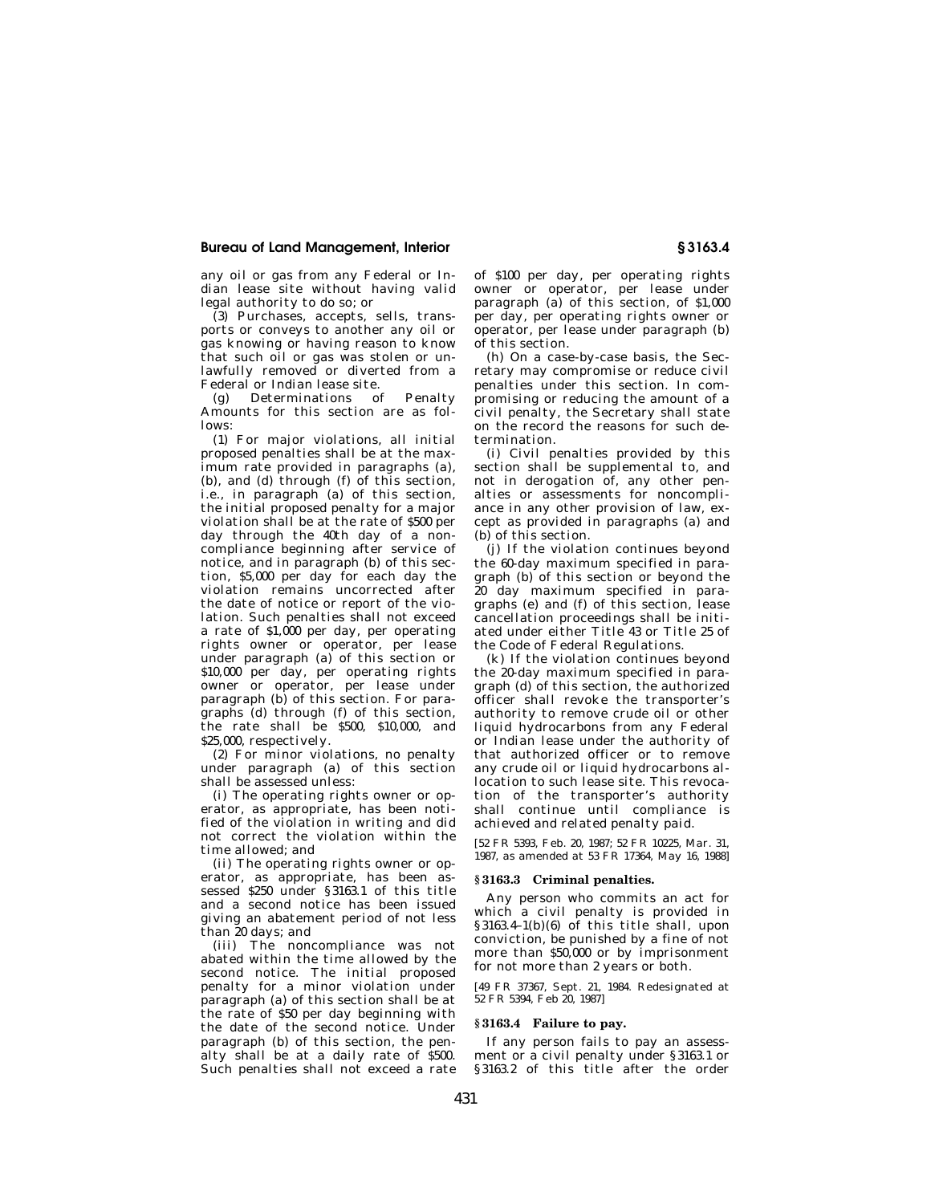any oil or gas from any Federal or Indian lease site without having valid legal authority to do so; or

(3) Purchases, accepts, sells, transports or conveys to another any oil or gas knowing or having reason to know that such oil or gas was stolen or unlawfully removed or diverted from a Federal or Indian lease site.

(g) Determinations of Penalty Amounts for this section are as follows:

(1) For major violations, all initial proposed penalties shall be at the maximum rate provided in paragraphs (a), (b), and (d) through (f) of this section, i.e., in paragraph (a) of this section, the initial proposed penalty for a major violation shall be at the rate of $500 per day through the 40th day of a noncompliance beginning after service of notice, and in paragraph (b) of this section, $5,000 per day for each day the violation remains uncorrected after the date of notice or report of the violation. Such penalties shall not exceed a rate of $1,000 per day, per operating rights owner or operator, per lease under paragraph (a) of this section or $10,000 per day, per operating rights owner or operator, per lease under paragraph (b) of this section. For paragraphs (d) through (f) of this section, the rate shall be $500, $10,000, and $25,000, respectively.

(2) For minor violations, no penalty under paragraph (a) of this section shall be assessed unless:

(i) The operating rights owner or operator, as appropriate, has been notified of the violation in writing and did not correct the violation within the time allowed; and

(ii) The operating rights owner or operator, as appropriate, has been assessed $250 under §3163.1 of this title and a second notice has been issued giving an abatement period of not less than 20 days; and

(iii) The noncompliance was not abated within the time allowed by the second notice. The initial proposed penalty for a minor violation under paragraph (a) of this section shall be at the rate of $50 per day beginning with the date of the second notice. Under paragraph (b) of this section, the penalty shall be at a daily rate of $500. Such penalties shall not exceed a rate of $100 per day, per operating rights owner or operator, per lease under paragraph (a) of this section, of $1,000 per day, per operating rights owner or operator, per lease under paragraph (b) of this section.

(h) On a case-by-case basis, the Secretary may compromise or reduce civil penalties under this section. In compromising or reducing the amount of a civil penalty, the Secretary shall state on the record the reasons for such determination.

(i) Civil penalties provided by this section shall be supplemental to, and not in derogation of, any other penalties or assessments for noncompliance in any other provision of law, except as provided in paragraphs (a) and (b) of this section.

(j) If the violation continues beyond the 60-day maximum specified in paragraph (b) of this section or beyond the 20 day maximum specified in paragraphs (e) and (f) of this section, lease cancellation proceedings shall be initiated under either Title 43 or Title 25 of the Code of Federal Regulations.

(k) If the violation continues beyond the 20-day maximum specified in paragraph (d) of this section, the authorized officer shall revoke the transporter's authority to remove crude oil or other liquid hydrocarbons from any Federal or Indian lease under the authority of that authorized officer or to remove any crude oil or liquid hydrocarbons allocation to such lease site. This revocation of the transporter's authority shall continue until compliance is achieved and related penalty paid.

[52 FR 5393, Feb. 20, 1987; 52 FR 10225, Mar. 31, 1987, as amended at 53 FR 17364, May 16, 1988]

## §3163.3 Criminal penalties.

Any person who commits an act for which a civil penalty is provided in §3163.4–1(b)(6) of this title shall, upon conviction, be punished by a fine of not more than $50,000 or by imprisonment for not more than 2 years or both.

[49 FR 37367, Sept. 21, 1984. Redesignated at 52 FR 5394, Feb 20, 1987]

## §3163.4 Failure to pay.

If any person fails to pay an assessment or a civil penalty under §3163.1 or §3163.2 of this title after the order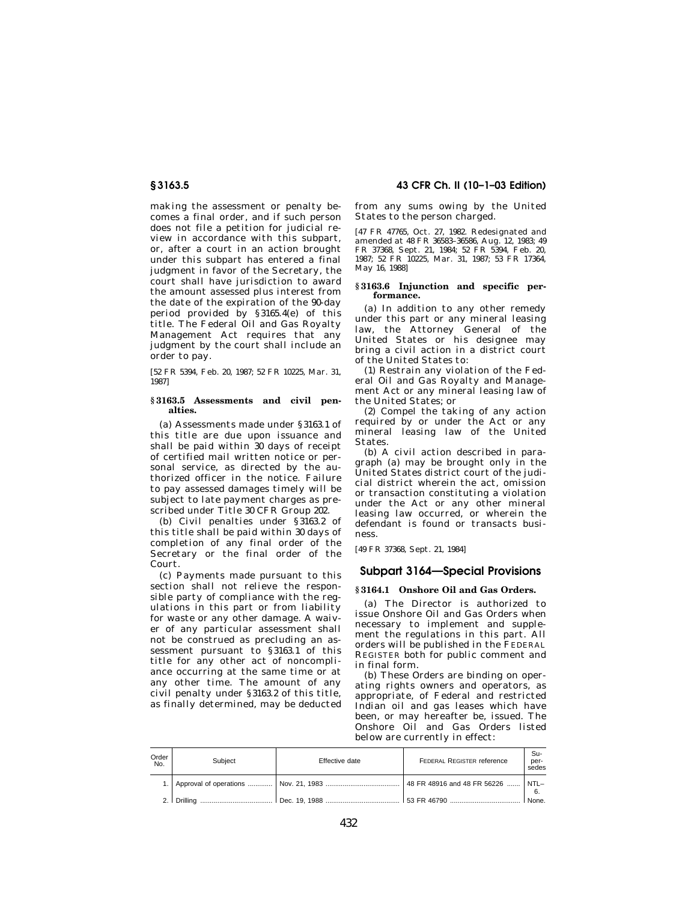making the assessment or penalty becomes a final order, and if such person does not file a petition for judicial review in accordance with this subpart, or, after a court in an action brought under this subpart has entered a final judgment in favor of the Secretary, the court shall have jurisdiction to award the amount assessed plus interest from the date of the expiration of the 90-day period provided by §3165.4(e) of this title. The Federal Oil and Gas Royalty Management Act requires that any judgment by the court shall include an order to pay.

[52 FR 5394, Feb. 20, 1987; 52 FR 10225, Mar. 31, 1987]

### §3163.5 Assessments and civil penalties.

(a) Assessments made under §3163.1 of this title are due upon issuance and shall be paid within 30 days of receipt of certified mail written notice or personal service, as directed by the authorized officer in the notice. Failure to pay assessed damages timely will be subject to late payment charges as prescribed under Title 30 CFR Group 202.

(b) Civil penalties under §3163.2 of this title shall be paid within 30 days of completion of any final order of the Secretary or the final order of the Court.

(c) Payments made pursuant to this section shall not relieve the responsible party of compliance with the regulations in this part or from liability for waste or any other damage. A waiver of any particular assessment shall not be construed as precluding an assessment pursuant to §3163.1 of this title for any other act of noncompliance occurring at the same time or at any other time. The amount of any civil penalty under §3163.2 of this title, as finally determined, may be deducted from any sums owing by the United States to the person charged.

[47 FR 47765, Oct. 27, 1982. Redesignated and amended at 48 FR 36583–36586, Aug. 12, 1983; 49 FR 37368, Sept. 21, 1984; 52 FR 5394, Feb. 20, 1987; 52 FR 10225, Mar. 31, 1987; 53 FR 17364, May 16, 1988]

### §3163.6 Injunction and specific performance.

(a) In addition to any other remedy under this part or any mineral leasing law, the Attorney General of the United States or his designee may bring a civil action in a district court of the United States to:

(1) Restrain any violation of the Federal Oil and Gas Royalty and Management Act or any mineral leasing law of the United States; or

(2) Compel the taking of any action required by or under the Act or any mineral leasing law of the United States.

(b) A civil action described in paragraph (a) may be brought only in the United States district court of the judicial district wherein the act, omission or transaction constituting a violation under the Act or any other mineral leasing law occurred, or wherein the defendant is found or transacts business.

[49 FR 37368, Sept. 21, 1984]

## Subpart 3164—Special Provisions

### §3164.1 Onshore Oil and Gas Orders.

(a) The Director is authorized to issue Onshore Oil and Gas Orders when necessary to implement and supplement the regulations in this part. All orders will be published in the FEDERAL REGISTER both for public comment and in final form.

(b) These Orders are binding on operating rights owners and operators, as appropriate, of Federal and restricted Indian oil and gas leases which have been, or may hereafter be, issued. The Onshore Oil and Gas Orders listed below are currently in effect:

| Order No. | Subject | Effective date | FEDERAL REGISTER reference | Supersedes |
|---|---|---|---|---|
| 1. | Approval of operations | Nov. 21, 1983 | 48 FR 48916 and 48 FR 56226 | NTL–6. |
| 2. | Drilling | Dec. 19, 1988 | 53 FR 46790 | None. |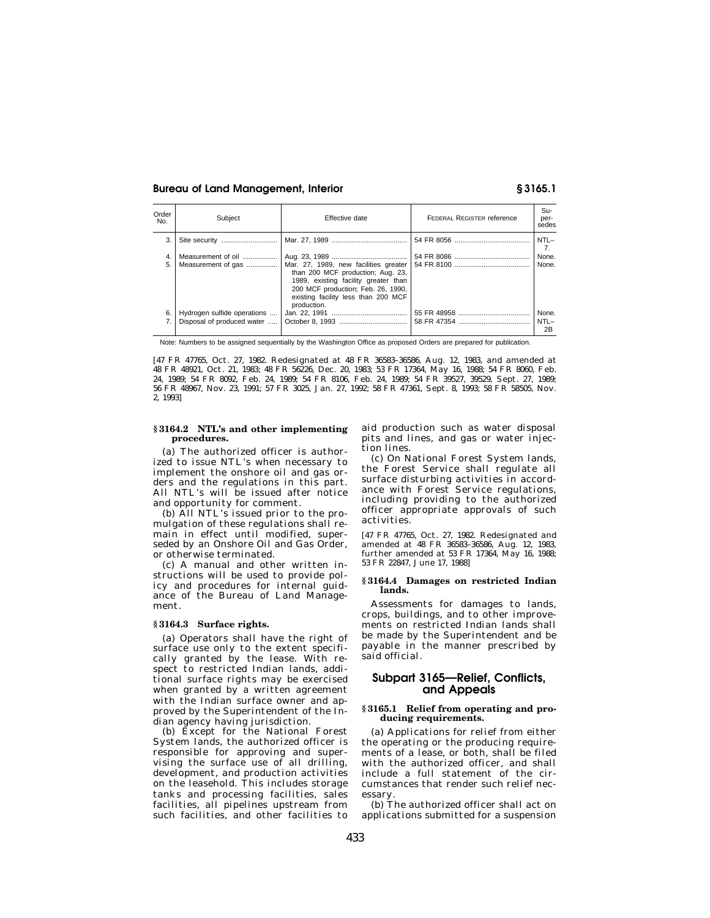| Order No. | Subject | Effective date | FEDERAL REGISTER reference | Supersedes |
|---|---|---|---|---|
| 3. | Site security | Mar. 27, 1989 | 54 FR 8056 | NTL–7. |
| 4. | Measurement of oil | Aug. 23, 1989 | 54 FR 8086 | None. |
| 5. | Measurement of gas | Mar. 27, 1989, new facilities greater than 200 MCF production; Aug. 23, 1989, existing facility greater than 200 MCF production; Feb. 26, 1990, existing facility less than 200 MCF production. | 54 FR 8100 | None. |
| 6. | Hydrogen sulfide operations | Jan. 22, 1991 | 55 FR 48958 | None. |
| 7. | Disposal of produced water | October 8, 1993 | 58 FR 47354 | NTL–2B |

Note: Numbers to be assigned sequentially by the Washington Office as proposed Orders are prepared for publication.

[47 FR 47765, Oct. 27, 1982. Redesignated at 48 FR 36583–36586, Aug. 12, 1983, and amended at 48 FR 48921, Oct. 21, 1983; 48 FR 56226, Dec. 20, 1983; 53 FR 17364, May 16, 1988; 54 FR 8060, Feb. 24, 1989; 54 FR 8092, Feb. 24, 1989; 54 FR 8106, Feb. 24, 1989; 54 FR 39527, 39529, Sept. 27, 1989; 56 FR 48967, Nov. 23, 1991; 57 FR 3025, Jan. 27, 1992; 58 FR 47361, Sept. 8, 1993; 58 FR 58505, Nov. 2, 1993]

### § 3164.2 NTL's and other implementing procedures.

(a) The authorized officer is authorized to issue NTL's when necessary to implement the onshore oil and gas orders and the regulations in this part. All NTL's will be issued after notice and opportunity for comment.

(b) All NTL's issued prior to the promulgation of these regulations shall remain in effect until modified, superseded by an Onshore Oil and Gas Order, or otherwise terminated.

(c) A manual and other written instructions will be used to provide policy and procedures for internal guidance of the Bureau of Land Management.

### § 3164.3 Surface rights.

(a) Operators shall have the right of surface use only to the extent specifically granted by the lease. With respect to restricted Indian lands, additional surface rights may be exercised when granted by a written agreement with the Indian surface owner and approved by the Superintendent of the Indian agency having jurisdiction.

(b) Except for the National Forest System lands, the authorized officer is responsible for approving and supervising the surface use of all drilling, development, and production activities on the leasehold. This includes storage tanks and processing facilities, sales facilities, all pipelines upstream from such facilities, and other facilities to aid production such as water disposal pits and lines, and gas or water injection lines.

(c) On National Forest System lands, the Forest Service shall regulate all surface disturbing activities in accordance with Forest Service regulations, including providing to the authorized officer appropriate approvals of such activities.

[47 FR 47765, Oct. 27, 1982. Redesignated and amended at 48 FR 36583–36586, Aug. 12, 1983, further amended at 53 FR 17364, May 16, 1988; 53 FR 22847, June 17, 1988]

### § 3164.4 Damages on restricted Indian lands.

Assessments for damages to lands, crops, buildings, and to other improvements on restricted Indian lands shall be made by the Superintendent and be payable in the manner prescribed by said official.

## Subpart 3165—Relief, Conflicts, and Appeals

### § 3165.1 Relief from operating and producing requirements.

(a) Applications for relief from either the operating or the producing requirements of a lease, or both, shall be filed with the authorized officer, and shall include a full statement of the circumstances that render such relief necessary.

(b) The authorized officer shall act on applications submitted for a suspension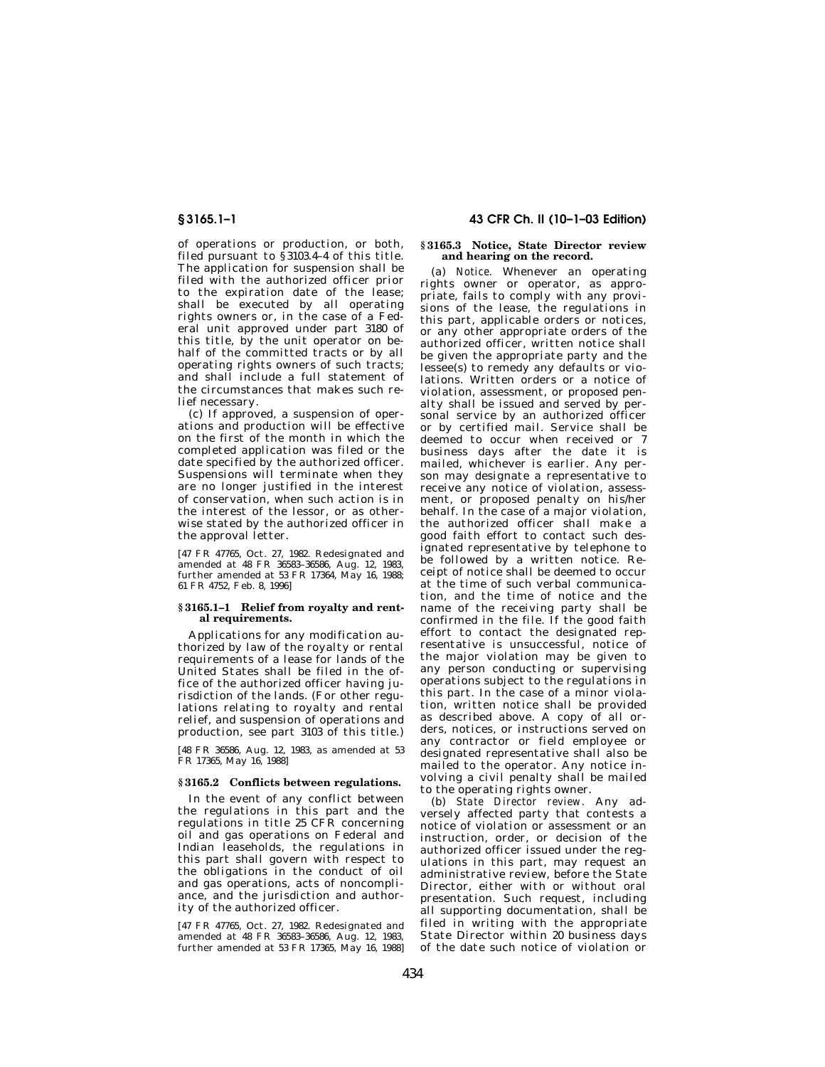of operations or production, or both, filed pursuant to §3103.4–4 of this title. The application for suspension shall be filed with the authorized officer prior to the expiration date of the lease; shall be executed by all operating rights owners or, in the case of a Federal unit approved under part 3180 of this title, by the unit operator on behalf of the committed tracts or by all operating rights owners of such tracts; and shall include a full statement of the circumstances that makes such relief necessary.

(c) If approved, a suspension of operations and production will be effective on the first of the month in which the completed application was filed or the date specified by the authorized officer. Suspensions will terminate when they are no longer justified in the interest of conservation, when such action is in the interest of the lessor, or as otherwise stated by the authorized officer in the approval letter.

[47 FR 47765, Oct. 27, 1982. Redesignated and amended at 48 FR 36583–36586, Aug. 12, 1983, further amended at 53 FR 17364, May 16, 1988; 61 FR 4752, Feb. 8, 1996]

### §3165.1–1 Relief from royalty and rental requirements.

Applications for any modification authorized by law of the royalty or rental requirements of a lease for lands of the United States shall be filed in the office of the authorized officer having jurisdiction of the lands. (For other regulations relating to royalty and rental relief, and suspension of operations and production, see part 3103 of this title.)

[48 FR 36586, Aug. 12, 1983, as amended at 53 FR 17365, May 16, 1988]

### §3165.2 Conflicts between regulations.

In the event of any conflict between the regulations in this part and the regulations in title 25 CFR concerning oil and gas operations on Federal and Indian leaseholds, the regulations in this part shall govern with respect to the obligations in the conduct of oil and gas operations, acts of noncompliance, and the jurisdiction and authority of the authorized officer.

[47 FR 47765, Oct. 27, 1982. Redesignated and amended at 48 FR 36583–36586, Aug. 12, 1983, further amended at 53 FR 17365, May 16, 1988]

### §3165.3 Notice, State Director review and hearing on the record.

(a) *Notice.* Whenever an operating rights owner or operator, as appropriate, fails to comply with any provisions of the lease, the regulations in this part, applicable orders or notices, or any other appropriate orders of the authorized officer, written notice shall be given the appropriate party and the lessee(s) to remedy any defaults or violations. Written orders or a notice of violation, assessment, or proposed penalty shall be issued and served by personal service by an authorized officer or by certified mail. Service shall be deemed to occur when received or 7 business days after the date it is mailed, whichever is earlier. Any person may designate a representative to receive any notice of violation, assessment, or proposed penalty on his/her behalf. In the case of a major violation, the authorized officer shall make a good faith effort to contact such designated representative by telephone to be followed by a written notice. Receipt of notice shall be deemed to occur at the time of such verbal communication, and the time of notice and the name of the receiving party shall be confirmed in the file. If the good faith effort to contact the designated representative is unsuccessful, notice of the major violation may be given to any person conducting or supervising operations subject to the regulations in this part. In the case of a minor violation, written notice shall be provided as described above. A copy of all orders, notices, or instructions served on any contractor or field employee or designated representative shall also be mailed to the operator. Any notice involving a civil penalty shall be mailed to the operating rights owner.

(b) *State Director review.* Any adversely affected party that contests a notice of violation or assessment or an instruction, order, or decision of the authorized officer issued under the regulations in this part, may request an administrative review, before the State Director, either with or without oral presentation. Such request, including all supporting documentation, shall be filed in writing with the appropriate State Director within 20 business days of the date such notice of violation or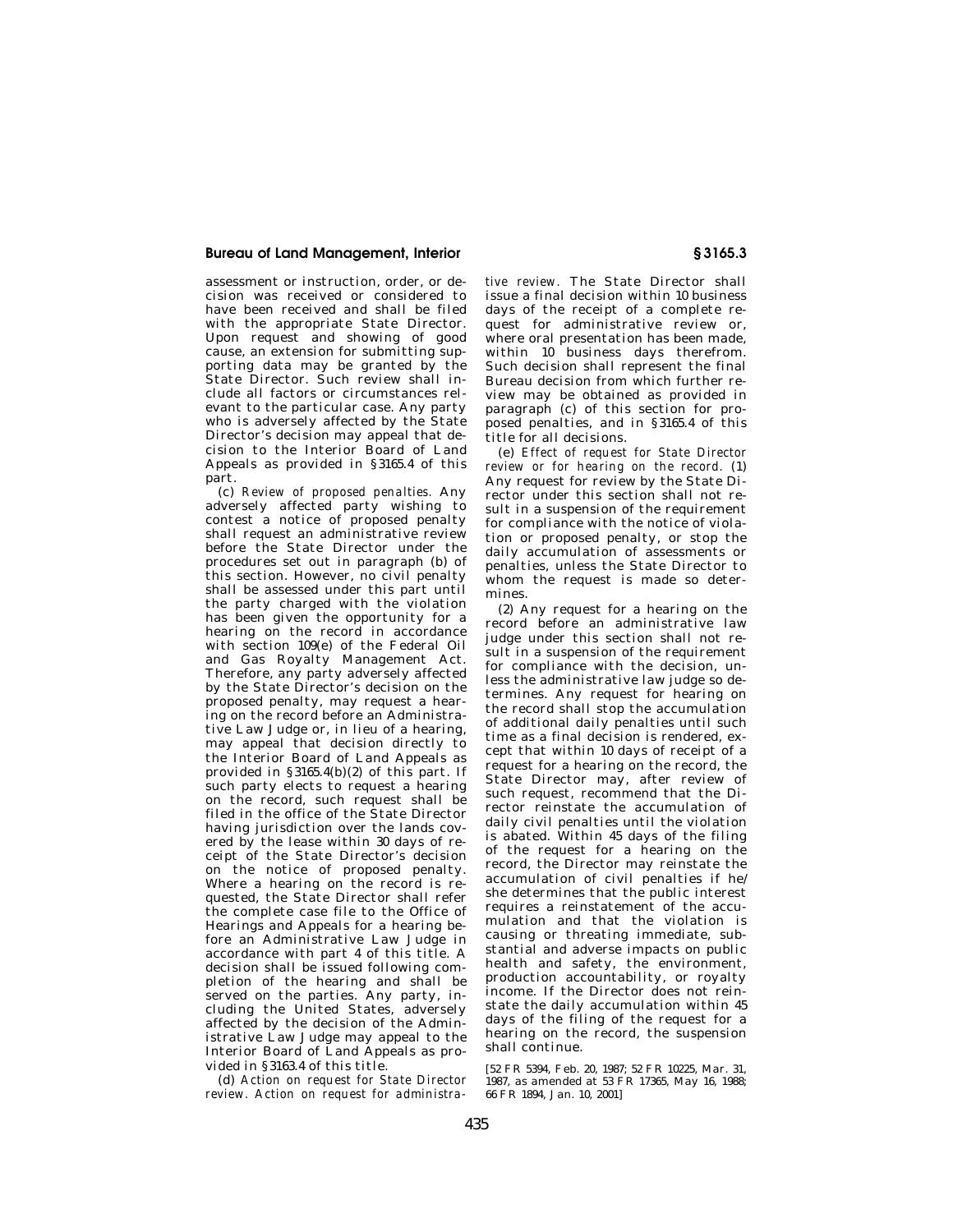assessment or instruction, order, or decision was received or considered to have been received and shall be filed with the appropriate State Director. Upon request and showing of good cause, an extension for submitting supporting data may be granted by the State Director. Such review shall include all factors or circumstances relevant to the particular case. Any party who is adversely affected by the State Director's decision may appeal that decision to the Interior Board of Land Appeals as provided in §3165.4 of this part.

(c) *Review of proposed penalties.* Any adversely affected party wishing to contest a notice of proposed penalty shall request an administrative review before the State Director under the procedures set out in paragraph (b) of this section. However, no civil penalty shall be assessed under this part until the party charged with the violation has been given the opportunity for a hearing on the record in accordance with section 109(e) of the Federal Oil and Gas Royalty Management Act. Therefore, any party adversely affected by the State Director's decision on the proposed penalty, may request a hearing on the record before an Administrative Law Judge or, in lieu of a hearing, may appeal that decision directly to the Interior Board of Land Appeals as provided in §3165.4(b)(2) of this part. If such party elects to request a hearing on the record, such request shall be filed in the office of the State Director having jurisdiction over the lands covered by the lease within 30 days of receipt of the State Director's decision on the notice of proposed penalty. Where a hearing on the record is requested, the State Director shall refer the complete case file to the Office of Hearings and Appeals for a hearing before an Administrative Law Judge in accordance with part 4 of this title. A decision shall be issued following completion of the hearing and shall be served on the parties. Any party, including the United States, adversely affected by the decision of the Administrative Law Judge may appeal to the Interior Board of Land Appeals as provided in §3163.4 of this title.

(d) *Action on request for State Director review.* Action on request for administrative review. The State Director shall issue a final decision within 10 business days of the receipt of a complete request for administrative review or, where oral presentation has been made, within 10 business days therefrom. Such decision shall represent the final Bureau decision from which further review may be obtained as provided in paragraph (c) of this section for proposed penalties, and in §3165.4 of this title for all decisions.

(e) *Effect of request for State Director review or for hearing on the record.* (1) Any request for review by the State Director under this section shall not result in a suspension of the requirement for compliance with the notice of violation or proposed penalty, or stop the daily accumulation of assessments or penalties, unless the State Director to whom the request is made so determines.

(2) Any request for a hearing on the record before an administrative law judge under this section shall not result in a suspension of the requirement for compliance with the decision, unless the administrative law judge so determines. Any request for hearing on the record shall stop the accumulation of additional daily penalties until such time as a final decision is rendered, except that within 10 days of receipt of a request for a hearing on the record, the State Director may, after review of such request, recommend that the Director reinstate the accumulation of daily civil penalties until the violation is abated. Within 45 days of the filing of the request for a hearing on the record, the Director may reinstate the accumulation of civil penalties if he/she determines that the public interest requires a reinstatement of the accumulation and that the violation is causing or threating immediate, substantial and adverse impacts on public health and safety, the environment, production accountability, or royalty income. If the Director does not reinstate the daily accumulation within 45 days of the filing of the request for a hearing on the record, the suspension shall continue.

[52 FR 5394, Feb. 20, 1987; 52 FR 10225, Mar. 31, 1987, as amended at 53 FR 17365, May 16, 1988; 66 FR 1894, Jan. 10, 2001]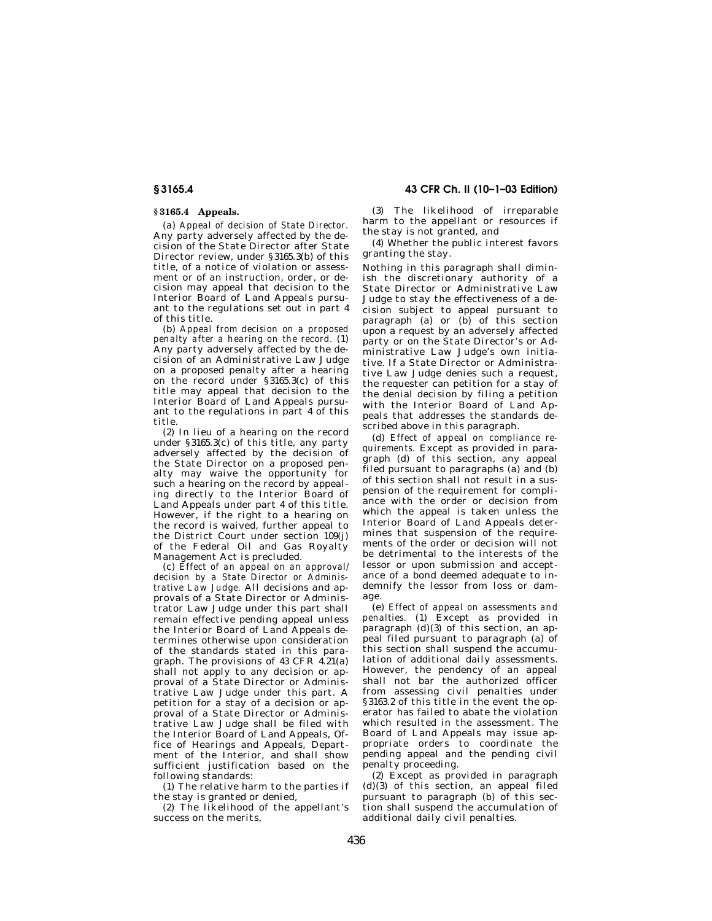### § 3165.4 Appeals.

(a) *Appeal of decision of State Director.* Any party adversely affected by the decision of the State Director after State Director review, under § 3165.3(b) of this title, of a notice of violation or assessment or of an instruction, order, or decision may appeal that decision to the Interior Board of Land Appeals pursuant to the regulations set out in part 4 of this title.

(b) *Appeal from decision on a proposed penalty after a hearing on the record.* (1) Any party adversely affected by the decision of an Administrative Law Judge on a proposed penalty after a hearing on the record under § 3165.3(c) of this title may appeal that decision to the Interior Board of Land Appeals pursuant to the regulations in part 4 of this title.

(2) In lieu of a hearing on the record under § 3165.3(c) of this title, any party adversely affected by the decision of the State Director on a proposed penalty may waive the opportunity for such a hearing on the record by appealing directly to the Interior Board of Land Appeals under part 4 of this title. However, if the right to a hearing on the record is waived, further appeal to the District Court under section 109(j) of the Federal Oil and Gas Royalty Management Act is precluded.

(c) *Effect of an appeal on an approval/decision by a State Director or Administrative Law Judge.* All decisions and approvals of a State Director or Administrator Law Judge under this part shall remain effective pending appeal unless the Interior Board of Land Appeals determines otherwise upon consideration of the standards stated in this paragraph. The provisions of 43 CFR 4.21(a) shall not apply to any decision or approval of a State Director or Administrative Law Judge under this part. A petition for a stay of a decision or approval of a State Director or Administrative Law Judge shall be filed with the Interior Board of Land Appeals, Office of Hearings and Appeals, Department of the Interior, and shall show sufficient justification based on the following standards:

(1) The relative harm to the parties if the stay is granted or denied,

(2) The likelihood of the appellant's success on the merits,

(3) The likelihood of irreparable harm to the appellant or resources if the stay is not granted, and

(4) Whether the public interest favors granting the stay.

Nothing in this paragraph shall diminish the discretionary authority of a State Director or Administrative Law Judge to stay the effectiveness of a decision subject to appeal pursuant to paragraph (a) or (b) of this section upon a request by an adversely affected party or on the State Director's or Administrative Law Judge's own initiative. If a State Director or Administrative Law Judge denies such a request, the requester can petition for a stay of the denial decision by filing a petition with the Interior Board of Land Appeals that addresses the standards described above in this paragraph.

(d) *Effect of appeal on compliance requirements.* Except as provided in paragraph (d) of this section, any appeal filed pursuant to paragraphs (a) and (b) of this section shall not result in a suspension of the requirement for compliance with the order or decision from which the appeal is taken unless the Interior Board of Land Appeals determines that suspension of the requirements of the order or decision will not be detrimental to the interests of the lessor or upon submission and acceptance of a bond deemed adequate to indemnify the lessor from loss or damage.

(e) *Effect of appeal on assessments and penalties.* (1) Except as provided in paragraph (d)(3) of this section, an appeal filed pursuant to paragraph (a) of this section shall suspend the accumulation of additional daily assessments. However, the pendency of an appeal shall not bar the authorized officer from assessing civil penalties under § 3163.2 of this title in the event the operator has failed to abate the violation which resulted in the assessment. The Board of Land Appeals may issue appropriate orders to coordinate the pending appeal and the pending civil penalty proceeding.

(2) Except as provided in paragraph (d)(3) of this section, an appeal filed pursuant to paragraph (b) of this section shall suspend the accumulation of additional daily civil penalties.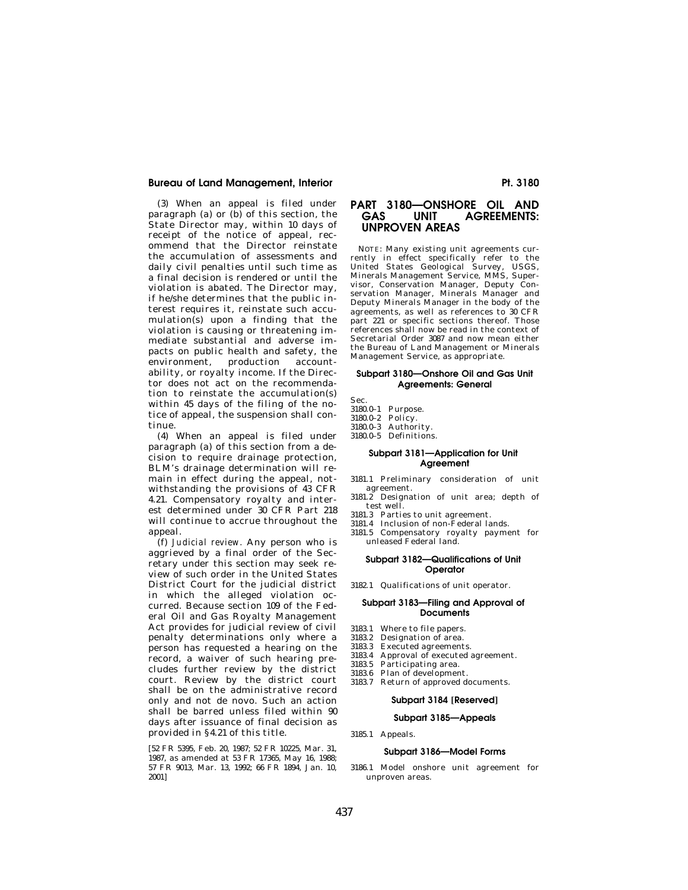(3) When an appeal is filed under paragraph (a) or (b) of this section, the State Director may, within 10 days of receipt of the notice of appeal, recommend that the Director reinstate the accumulation of assessments and daily civil penalties until such time as a final decision is rendered or until the violation is abated. The Director may, if he/she determines that the public interest requires it, reinstate such accumulation(s) upon a finding that the violation is causing or threatening immediate substantial and adverse impacts on public health and safety, the environment, production accountability, or royalty income. If the Director does not act on the recommendation to reinstate the accumulation(s) within 45 days of the filing of the notice of appeal, the suspension shall continue.

(4) When an appeal is filed under paragraph (a) of this section from a decision to require drainage protection, BLM's drainage determination will remain in effect during the appeal, notwithstanding the provisions of 43 CFR 4.21. Compensatory royalty and interest determined under 30 CFR Part 218 will continue to accrue throughout the appeal.

(f) *Judicial review.* Any person who is aggrieved by a final order of the Secretary under this section may seek review of such order in the United States District Court for the judicial district in which the alleged violation occurred. Because section 109 of the Federal Oil and Gas Royalty Management Act provides for judicial review of civil penalty determinations only where a person has requested a hearing on the record, a waiver of such hearing precludes further review by the district court. Review by the district court shall be on the administrative record only and not de novo. Such an action shall be barred unless filed within 90 days after issuance of final decision as provided in §4.21 of this title.

[52 FR 5395, Feb. 20, 1987; 52 FR 10225, Mar. 31, 1987, as amended at 53 FR 17365, May 16, 1988; 57 FR 9013, Mar. 13, 1992; 66 FR 1894, Jan. 10, 2001]

# PART 3180—ONSHORE OIL AND GAS UNIT AGREEMENTS: UNPROVEN AREAS

NOTE: Many existing unit agreements currently in effect specifically refer to the United States Geological Survey, USGS, Minerals Management Service, MMS, Supervisor, Conservation Manager, Deputy Conservation Manager, Minerals Manager and Deputy Minerals Manager in the body of the agreements, as well as references to 30 CFR part 221 or specific sections thereof. Those references shall now be read in the context of Secretarial Order 3087 and now mean either the Bureau of Land Management or Minerals Management Service, as appropriate.

### Subpart 3180—Onshore Oil and Gas Unit Agreements: General

Sec.
3180.0–1 Purpose.
3180.0–2 Policy.
3180.0–3 Authority.
3180.0–5 Definitions.

### Subpart 3181—Application for Unit Agreement

3181.1 Preliminary consideration of unit agreement.
3181.2 Designation of unit area; depth of test well.
3181.3 Parties to unit agreement.
3181.4 Inclusion of non-Federal lands.
3181.5 Compensatory royalty payment for unleased Federal land.

### Subpart 3182—Qualifications of Unit Operator

3182.1 Qualifications of unit operator.

### Subpart 3183—Filing and Approval of Documents

3183.1 Where to file papers.
3183.2 Designation of area.
3183.3 Executed agreements.
3183.4 Approval of executed agreement.
3183.5 Participating area.
3183.6 Plan of development.
3183.7 Return of approved documents.

### Subpart 3184 [Reserved]

### Subpart 3185—Appeals

3185.1 Appeals.

### Subpart 3186—Model Forms

3186.1 Model onshore unit agreement for unproven areas.